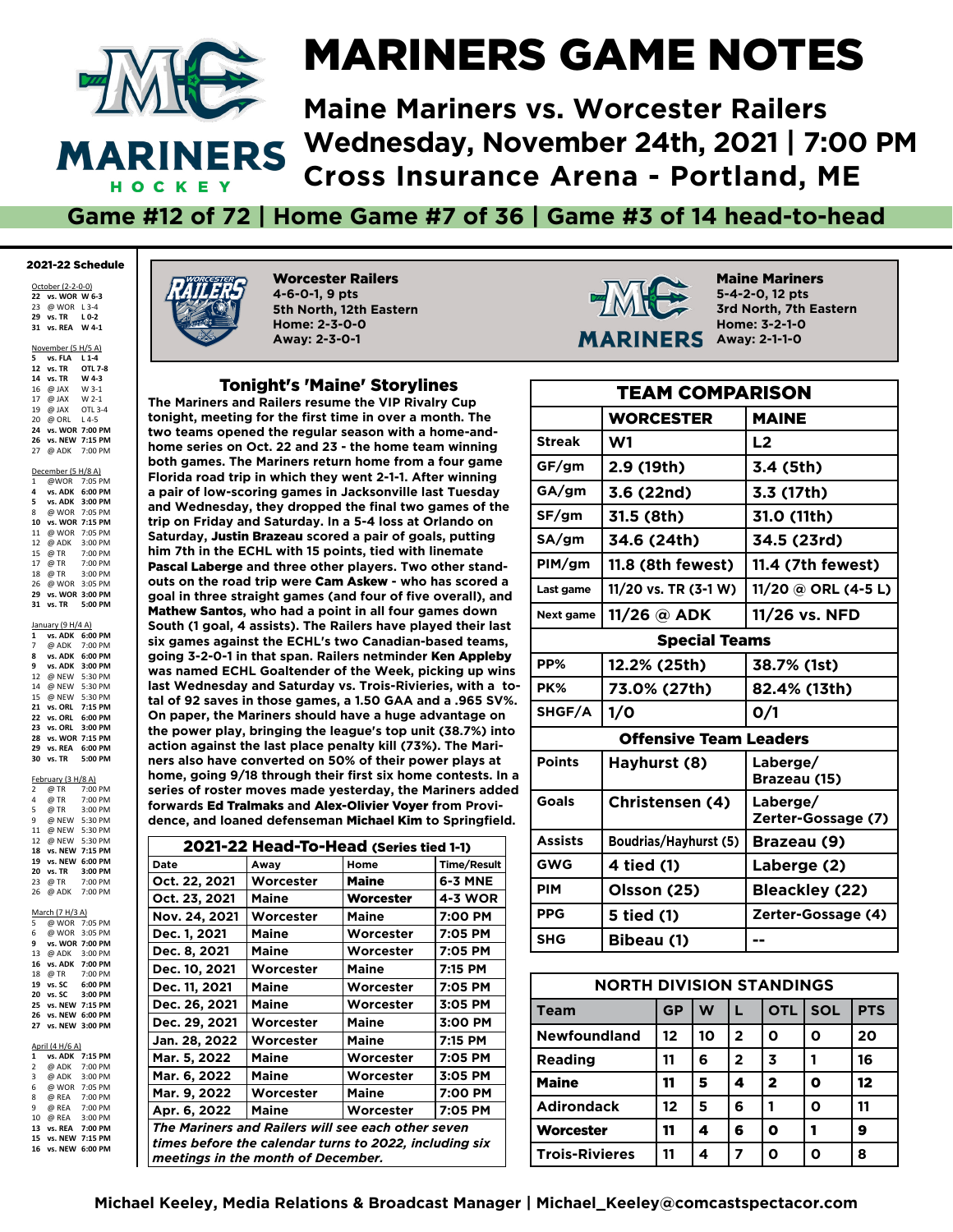# MARINERS GAME NOTES

## Maine Mariners vs. Worcester Railers
## Wednesday, November 24th, 2021 | 7:00 PM
## Cross Insurance Arena - Portland, ME

**Game #12 of 72 | Home Game #7 of 36 | Game #3 of 14 head-to-head**

### 2021-22 Schedule

**October (2-2-0-0)**

| | | |
|---|---|---|
| 22 | vs. WOR | W 6-3 |
| 23 | @ WOR | L 3-4 |
| 29 | vs. TR | L 0-2 |
| 31 | vs. REA | W 4-1 |

**November (5 H/5 A)**

| | | |
|---|---|---|
| 5 | vs. FLA | L 1-4 |
| 12 | vs. TR | OTL 7-8 |
| 14 | vs. TR | W 4-3 |
| 16 | @ JAX | W 3-1 |
| 17 | @ JAX | W 2-1 |
| 19 | @ JAX | OTL 3-4 |
| 20 | @ ORL | L 4-5 |
| 24 | vs. WOR | 7:00 PM |
| 26 | vs. NEW | 7:15 PM |
| 27 | @ ADK | 7:00 PM |

**December (5 H/8 A)**

| | | |
|---|---|---|
| 1 | @WOR | 7:05 PM |
| 4 | vs. ADK | 6:00 PM |
| 5 | vs. ADK | 3:00 PM |
| 8 | @ WOR | 7:05 PM |
| 10 | vs. WOR | 7:15 PM |
| 11 | @ WOR | 7:05 PM |
| 12 | @ ADK | 3:00 PM |
| 15 | @ TR | 7:00 PM |
| 17 | @ TR | 7:00 PM |
| 18 | @ TR | 3:00 PM |
| 26 | @ WOR | 3:05 PM |
| 29 | vs. WOR | 3:00 PM |
| 31 | vs. TR | 5:00 PM |

**January (9 H/4 A)**

| | | |
|---|---|---|
| 1 | vs. ADK | 6:00 PM |
| 7 | @ ADK | 7:00 PM |
| 8 | vs. ADK | 6:00 PM |
| 9 | vs. ADK | 3:00 PM |
| 12 | @ NEW | 5:30 PM |
| 14 | @ NEW | 5:30 PM |
| 15 | @ NEW | 5:30 PM |
| 21 | vs. ORL | 7:15 PM |
| 22 | vs. ORL | 6:00 PM |
| 23 | vs. ORL | 3:00 PM |
| 28 | vs. WOR | 7:15 PM |
| 29 | vs. REA | 6:00 PM |
| 30 | vs. TR | 5:00 PM |

**February (3 H/8 A)**

| | | |
|---|---|---|
| 2 | @ TR | 7:00 PM |
| 4 | @ TR | 7:00 PM |
| 5 | @ TR | 3:00 PM |
| 9 | @ NEW | 5:30 PM |
| 11 | @ NEW | 5:30 PM |
| 12 | @ NEW | 5:30 PM |
| 18 | vs. NEW | 7:15 PM |
| 19 | vs. NEW | 6:00 PM |
| 20 | vs. TR | 3:00 PM |
| 23 | @ TR | 7:00 PM |
| 26 | @ ADK | 7:00 PM |

**March (7 H/3 A)**

| | | |
|---|---|---|
| 5 | @ WOR | 7:05 PM |
| 6 | @ WOR | 3:05 PM |
| 9 | vs. WOR | 7:00 PM |
| 13 | @ ADK | 3:00 PM |
| 16 | vs. ADK | 7:00 PM |
| 18 | @ TR | 7:00 PM |
| 19 | vs. SC | 6:00 PM |
| 20 | vs. SC | 3:00 PM |
| 25 | vs. NEW | 7:15 PM |
| 26 | vs. NEW | 6:00 PM |
| 27 | vs. NEW | 3:00 PM |

**April (4 H/6 A)**

| | | |
|---|---|---|
| 1 | vs. ADK | 7:15 PM |
| 2 | @ ADK | 7:00 PM |
| 3 | @ ADK | 3:00 PM |
| 6 | @ WOR | 7:05 PM |
| 8 | @ REA | 7:00 PM |
| 9 | @ REA | 7:00 PM |
| 10 | @ REA | 3:00 PM |
| 13 | vs. REA | 7:00 PM |
| 15 | vs. NEW | 7:15 PM |
| 16 | vs. NEW | 6:00 PM |

**Worcester Railers**
4-6-0-1, 9 pts
5th North, 12th Eastern
Home: 2-3-0-0
Away: 2-3-0-1

**Maine Mariners**
5-4-2-0, 12 pts
3rd North, 7th Eastern
Home: 3-2-1-0
Away: 2-1-1-0

### Tonight's 'Maine' Storylines

The Mariners and Railers resume the VIP Rivalry Cup tonight, meeting for the first time in over a month. The two teams opened the regular season with a home-and-home series on Oct. 22 and 23 - the home team winning both games. The Mariners return home from a four game Florida road trip in which they went 2-1-1. After winning a pair of low-scoring games in Jacksonville last Tuesday and Wednesday, they dropped the final two games of the trip on Friday and Saturday. In a 5-4 loss at Orlando on Saturday, **Justin Brazeau** scored a pair of goals, putting him 7th in the ECHL with 15 points, tied with linemate **Pascal Laberge** and three other players. Two other stand-outs on the road trip were **Cam Askew** - who has scored a goal in three straight games (and four of five overall), and **Mathew Santos**, who had a point in all four games down South (1 goal, 4 assists). The Railers have played their last six games against the ECHL's two Canadian-based teams, going 3-2-0-1 in that span. Railers netminder **Ken Appleby** was named ECHL Goaltender of the Week, picking up wins last Wednesday and Saturday vs. Trois-Rivieries, with a total of 92 saves in those games, a 1.50 GAA and a .965 SV%. On paper, the Mariners should have a huge advantage on the power play, bringing the league's top unit (38.7%) into action against the last place penalty kill (73%). The Mariners also have converted on 50% of their power plays at home, going 9/18 through their first six home contests. In a series of roster moves made yesterday, the Mariners added forwards **Ed Tralmaks** and **Alex-Olivier Voyer** from Providence, and loaned defenseman **Michael Kim** to Springfield.

### 2021-22 Head-To-Head (Series tied 1-1)

| Date | Away | Home | Time/Result |
|---|---|---|---|
| Oct. 22, 2021 | Worcester | **Maine** | 6-3 MNE |
| Oct. 23, 2021 | Maine | **Worcester** | 4-3 WOR |
| Nov. 24, 2021 | Worcester | Maine | 7:00 PM |
| Dec. 1, 2021 | Maine | Worcester | 7:05 PM |
| Dec. 8, 2021 | Maine | Worcester | 7:05 PM |
| Dec. 10, 2021 | Worcester | Maine | 7:15 PM |
| Dec. 11, 2021 | Maine | Worcester | 7:05 PM |
| Dec. 26, 2021 | Maine | Worcester | 3:05 PM |
| Dec. 29, 2021 | Worcester | Maine | 3:00 PM |
| Jan. 28, 2022 | Worcester | Maine | 7:15 PM |
| Mar. 5, 2022 | Maine | Worcester | 7:05 PM |
| Mar. 6, 2022 | Maine | Worcester | 3:05 PM |
| Mar. 9, 2022 | Worcester | Maine | 7:00 PM |
| Apr. 6, 2022 | Maine | Worcester | 7:05 PM |

*The Mariners and Railers will see each other seven times before the calendar turns to 2022, including six meetings in the month of December.*

### TEAM COMPARISON

| | WORCESTER | MAINE |
|---|---|---|
| Streak | W1 | L2 |
| GF/gm | 2.9 (19th) | 3.4 (5th) |
| GA/gm | 3.6 (22nd) | 3.3 (17th) |
| SF/gm | 31.5 (8th) | 31.0 (11th) |
| SA/gm | 34.6 (24th) | 34.5 (23rd) |
| PIM/gm | 11.8 (8th fewest) | 11.4 (7th fewest) |
| Last game | 11/20 vs. TR (3-1 W) | 11/20 @ ORL (4-5 L) |
| Next game | 11/26 @ ADK | 11/26 vs. NFD |
| **Special Teams** | | |
| PP% | 12.2% (25th) | 38.7% (1st) |
| PK% | 73.0% (27th) | 82.4% (13th) |
| SHGF/A | 1/0 | 0/1 |
| **Offensive Team Leaders** | | |
| Points | Hayhurst (8) | Laberge/ Brazeau (15) |
| Goals | Christensen (4) | Laberge/ Zerter-Gossage (7) |
| Assists | Boudrias/Hayhurst (5) | Brazeau (9) |
| GWG | 4 tied (1) | Laberge (2) |
| PIM | Olsson (25) | Bleackley (22) |
| PPG | 5 tied (1) | Zerter-Gossage (4) |
| SHG | Bibeau (1) | -- |

### NORTH DIVISION STANDINGS

| Team | GP | W | L | OTL | SOL | PTS |
|---|---|---|---|---|---|---|
| Newfoundland | 12 | 10 | 2 | 0 | 0 | 20 |
| Reading | 11 | 6 | 2 | 3 | 1 | 16 |
| **Maine** | 11 | 5 | 4 | 2 | 0 | 12 |
| Adirondack | 12 | 5 | 6 | 1 | 0 | 11 |
| **Worcester** | 11 | 4 | 6 | 0 | 1 | 9 |
| Trois-Rivieres | 11 | 4 | 7 | 0 | 0 | 8 |

Michael Keeley, Media Relations & Broadcast Manager | Michael_Keeley@comcastspectacor.com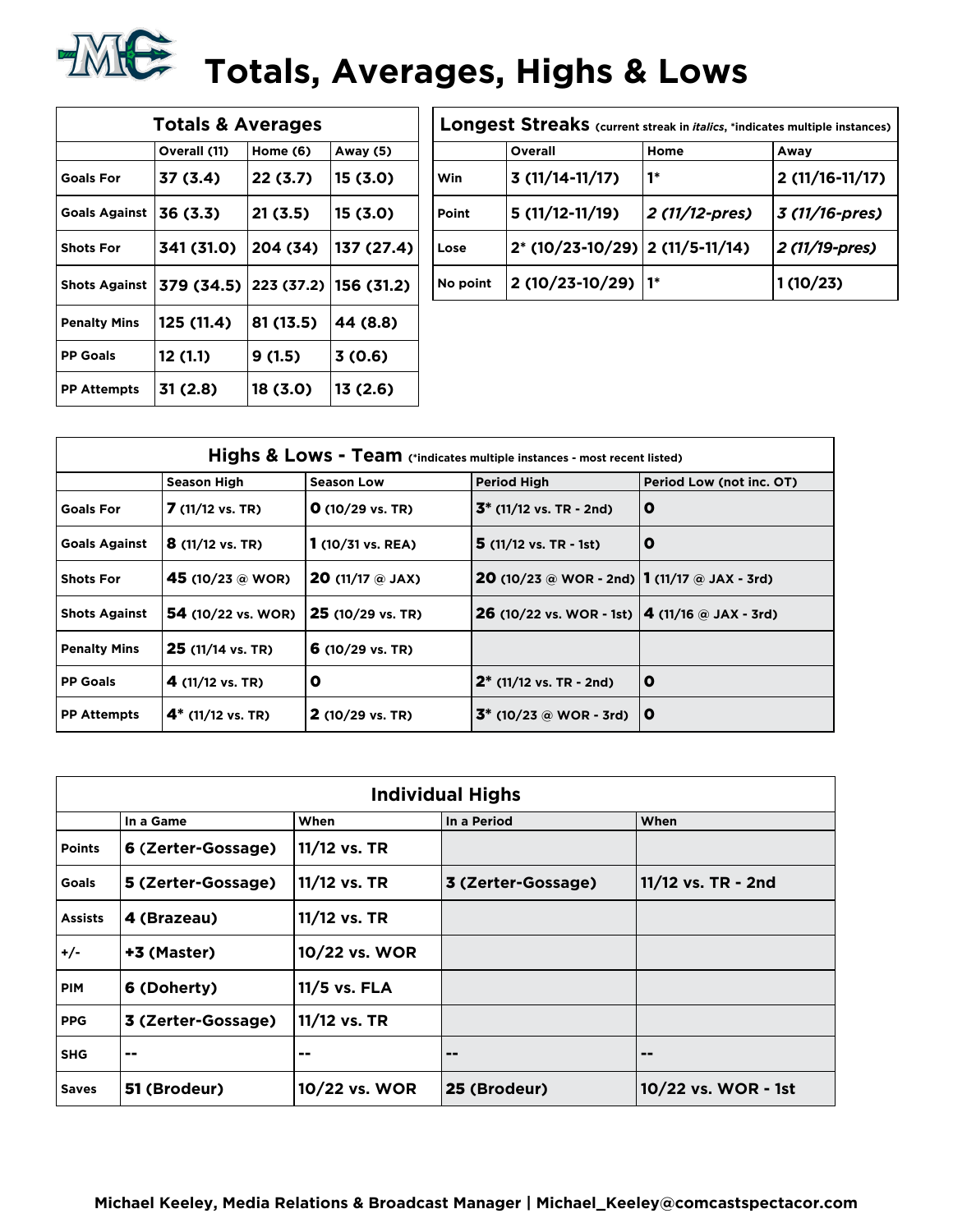# Totals, Averages, Highs & Lows

| Totals & Averages | Overall (11) | Home (6) | Away (5) |
|---|---|---|---|
| Goals For | 37 (3.4) | 22 (3.7) | 15 (3.0) |
| Goals Against | 36 (3.3) | 21 (3.5) | 15 (3.0) |
| Shots For | 341 (31.0) | 204 (34) | 137 (27.4) |
| Shots Against | 379 (34.5) | 223 (37.2) | 156 (31.2) |
| Penalty Mins | 125 (11.4) | 81 (13.5) | 44 (8.8) |
| PP Goals | 12 (1.1) | 9 (1.5) | 3 (0.6) |
| PP Attempts | 31 (2.8) | 18 (3.0) | 13 (2.6) |

**Longest Streaks** (current streak in *italics*, *indicates multiple instances)

| | Overall | Home | Away |
|---|---|---|---|
| Win | 3 (11/14-11/17) | 1* | 2 (11/16-11/17) |
| Point | 5 (11/12-11/19) | *2 (11/12-pres)* | *3 (11/16-pres)* |
| Lose | 2* (10/23-10/29) | 2 (11/5-11/14) | *2 (11/19-pres)* |
| No point | 2 (10/23-10/29) | 1* | 1 (10/23) |

**Highs & Lows - Team** (*indicates multiple instances - most recent listed)

| | Season High | Season Low | Period High | Period Low (not inc. OT) |
|---|---|---|---|---|
| Goals For | 7 (11/12 vs. TR) | 0 (10/29 vs. TR) | 3* (11/12 vs. TR - 2nd) | 0 |
| Goals Against | 8 (11/12 vs. TR) | 1 (10/31 vs. REA) | 5 (11/12 vs. TR - 1st) | 0 |
| Shots For | 45 (10/23 @ WOR) | 20 (11/17 @ JAX) | 20 (10/23 @ WOR - 2nd) | 1 (11/17 @ JAX - 3rd) |
| Shots Against | 54 (10/22 vs. WOR) | 25 (10/29 vs. TR) | 26 (10/22 vs. WOR - 1st) | 4 (11/16 @ JAX - 3rd) |
| Penalty Mins | 25 (11/14 vs. TR) | 6 (10/29 vs. TR) | | |
| PP Goals | 4 (11/12 vs. TR) | 0 | 2* (11/12 vs. TR - 2nd) | 0 |
| PP Attempts | 4* (11/12 vs. TR) | 2 (10/29 vs. TR) | 3* (10/23 @ WOR - 3rd) | 0 |

**Individual Highs**

| | In a Game | When | In a Period | When |
|---|---|---|---|---|
| Points | 6 (Zerter-Gossage) | 11/12 vs. TR | | |
| Goals | 5 (Zerter-Gossage) | 11/12 vs. TR | 3 (Zerter-Gossage) | 11/12 vs. TR - 2nd |
| Assists | 4 (Brazeau) | 11/12 vs. TR | | |
| +/- | +3 (Master) | 10/22 vs. WOR | | |
| PIM | 6 (Doherty) | 11/5 vs. FLA | | |
| PPG | 3 (Zerter-Gossage) | 11/12 vs. TR | | |
| SHG | -- | -- | -- | -- |
| Saves | 51 (Brodeur) | 10/22 vs. WOR | 25 (Brodeur) | 10/22 vs. WOR - 1st |

Michael Keeley, Media Relations & Broadcast Manager | Michael_Keeley@comcastspectacor.com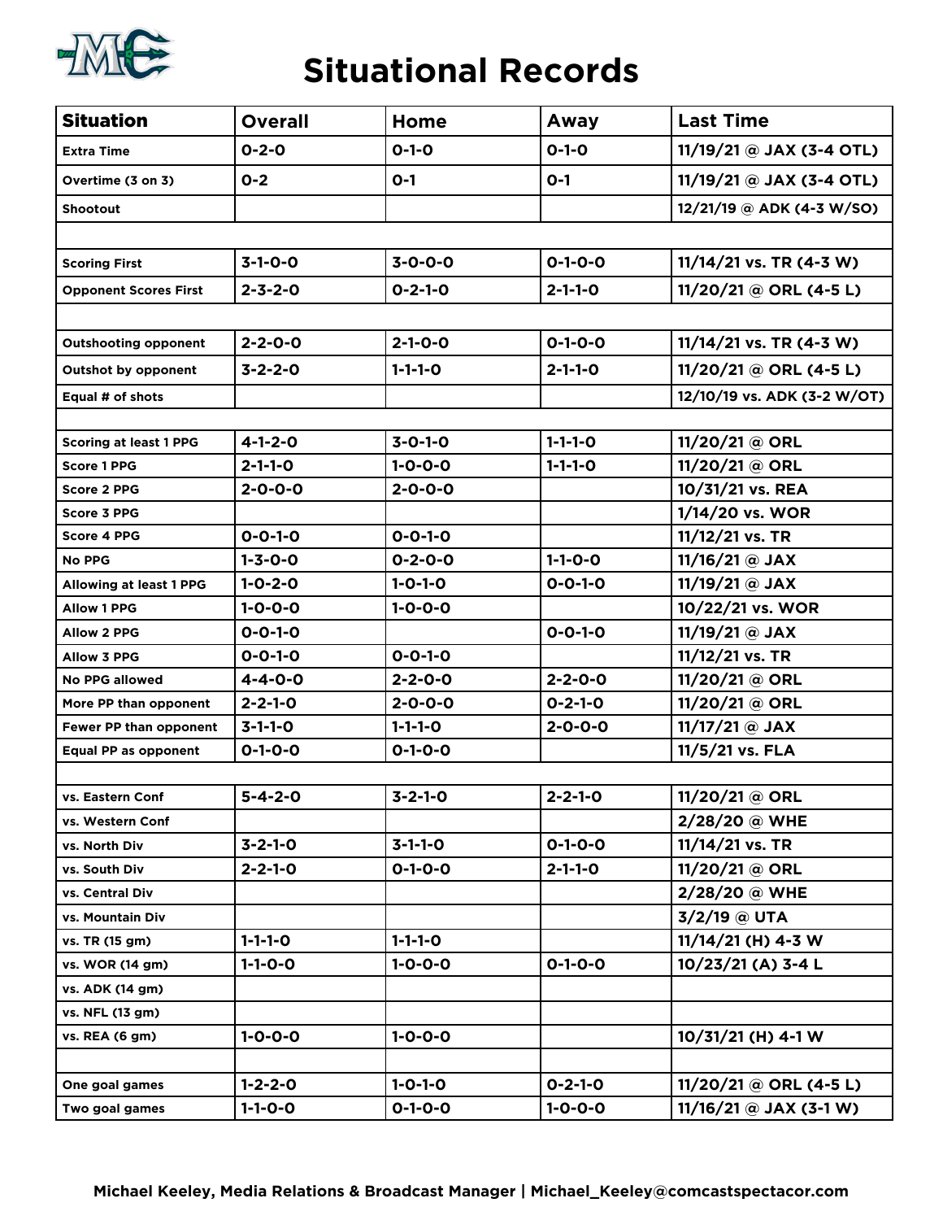# Situational Records

| Situation | Overall | Home | Away | Last Time |
|---|---|---|---|---|
| Extra Time | 0-2-0 | 0-1-0 | 0-1-0 | 11/19/21 @ JAX (3-4 OTL) |
| Overtime (3 on 3) | 0-2 | 0-1 | 0-1 | 11/19/21 @ JAX (3-4 OTL) |
| Shootout | | | | 12/21/19 @ ADK (4-3 W/SO) |
| | | | | |
| Scoring First | 3-1-0-0 | 3-0-0-0 | 0-1-0-0 | 11/14/21 vs. TR (4-3 W) |
| Opponent Scores First | 2-3-2-0 | 0-2-1-0 | 2-1-1-0 | 11/20/21 @ ORL (4-5 L) |
| | | | | |
| Outshooting opponent | 2-2-0-0 | 2-1-0-0 | 0-1-0-0 | 11/14/21 vs. TR (4-3 W) |
| Outshot by opponent | 3-2-2-0 | 1-1-1-0 | 2-1-1-0 | 11/20/21 @ ORL (4-5 L) |
| Equal # of shots | | | | 12/10/19 vs. ADK (3-2 W/OT) |
| | | | | |
| Scoring at least 1 PPG | 4-1-2-0 | 3-0-1-0 | 1-1-1-0 | 11/20/21 @ ORL |
| Score 1 PPG | 2-1-1-0 | 1-0-0-0 | 1-1-1-0 | 11/20/21 @ ORL |
| Score 2 PPG | 2-0-0-0 | 2-0-0-0 | | 10/31/21 vs. REA |
| Score 3 PPG | | | | 1/14/20 vs. WOR |
| Score 4 PPG | 0-0-1-0 | 0-0-1-0 | | 11/12/21 vs. TR |
| No PPG | 1-3-0-0 | 0-2-0-0 | 1-1-0-0 | 11/16/21 @ JAX |
| Allowing at least 1 PPG | 1-0-2-0 | 1-0-1-0 | 0-0-1-0 | 11/19/21 @ JAX |
| Allow 1 PPG | 1-0-0-0 | 1-0-0-0 | | 10/22/21 vs. WOR |
| Allow 2 PPG | 0-0-1-0 | | 0-0-1-0 | 11/19/21 @ JAX |
| Allow 3 PPG | 0-0-1-0 | 0-0-1-0 | | 11/12/21 vs. TR |
| No PPG allowed | 4-4-0-0 | 2-2-0-0 | 2-2-0-0 | 11/20/21 @ ORL |
| More PP than opponent | 2-2-1-0 | 2-0-0-0 | 0-2-1-0 | 11/20/21 @ ORL |
| Fewer PP than opponent | 3-1-1-0 | 1-1-1-0 | 2-0-0-0 | 11/17/21 @ JAX |
| Equal PP as opponent | 0-1-0-0 | 0-1-0-0 | | 11/5/21 vs. FLA |
| | | | | |
| vs. Eastern Conf | 5-4-2-0 | 3-2-1-0 | 2-2-1-0 | 11/20/21 @ ORL |
| vs. Western Conf | | | | 2/28/20 @ WHE |
| vs. North Div | 3-2-1-0 | 3-1-1-0 | 0-1-0-0 | 11/14/21 vs. TR |
| vs. South Div | 2-2-1-0 | 0-1-0-0 | 2-1-1-0 | 11/20/21 @ ORL |
| vs. Central Div | | | | 2/28/20 @ WHE |
| vs. Mountain Div | | | | 3/2/19 @ UTA |
| vs. TR (15 gm) | 1-1-1-0 | 1-1-1-0 | | 11/14/21 (H) 4-3 W |
| vs. WOR (14 gm) | 1-1-0-0 | 1-0-0-0 | 0-1-0-0 | 10/23/21 (A) 3-4 L |
| vs. ADK (14 gm) | | | | |
| vs. NFL (13 gm) | | | | |
| vs. REA (6 gm) | 1-0-0-0 | 1-0-0-0 | | 10/31/21 (H) 4-1 W |
| | | | | |
| One goal games | 1-2-2-0 | 1-0-1-0 | 0-2-1-0 | 11/20/21 @ ORL (4-5 L) |
| Two goal games | 1-1-0-0 | 0-1-0-0 | 1-0-0-0 | 11/16/21 @ JAX (3-1 W) |

Michael Keeley, Media Relations & Broadcast Manager | Michael_Keeley@comcastspectacor.com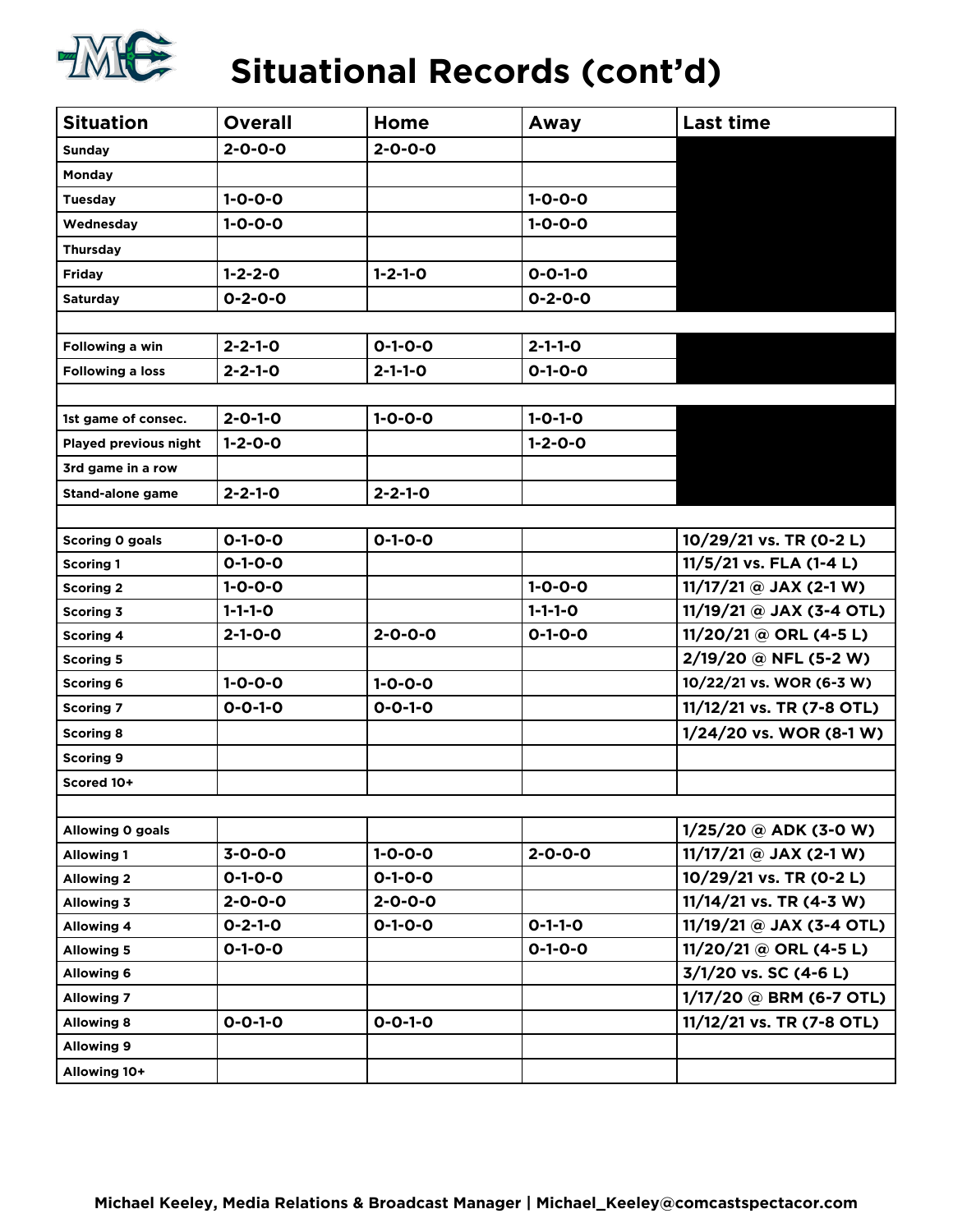# Situational Records (cont'd)

| Situation | Overall | Home | Away | Last time |
|---|---|---|---|---|
| Sunday | 2-0-0-0 | 2-0-0-0 | | |
| Monday | | | | |
| Tuesday | 1-0-0-0 | | 1-0-0-0 | |
| Wednesday | 1-0-0-0 | | 1-0-0-0 | |
| Thursday | | | | |
| Friday | 1-2-2-0 | 1-2-1-0 | 0-0-1-0 | |
| Saturday | 0-2-0-0 | | 0-2-0-0 | |
| | | | | |
| Following a win | 2-2-1-0 | 0-1-0-0 | 2-1-1-0 | |
| Following a loss | 2-2-1-0 | 2-1-1-0 | 0-1-0-0 | |
| | | | | |
| 1st game of consec. | 2-0-1-0 | 1-0-0-0 | 1-0-1-0 | |
| Played previous night | 1-2-0-0 | | 1-2-0-0 | |
| 3rd game in a row | | | | |
| Stand-alone game | 2-2-1-0 | 2-2-1-0 | | |
| | | | | |
| Scoring 0 goals | 0-1-0-0 | 0-1-0-0 | | 10/29/21 vs. TR (0-2 L) |
| Scoring 1 | 0-1-0-0 | | | 11/5/21 vs. FLA (1-4 L) |
| Scoring 2 | 1-0-0-0 | | 1-0-0-0 | 11/17/21 @ JAX (2-1 W) |
| Scoring 3 | 1-1-1-0 | | 1-1-1-0 | 11/19/21 @ JAX (3-4 OTL) |
| Scoring 4 | 2-1-0-0 | 2-0-0-0 | 0-1-0-0 | 11/20/21 @ ORL (4-5 L) |
| Scoring 5 | | | | 2/19/20 @ NFL (5-2 W) |
| Scoring 6 | 1-0-0-0 | 1-0-0-0 | | 10/22/21 vs. WOR (6-3 W) |
| Scoring 7 | 0-0-1-0 | 0-0-1-0 | | 11/12/21 vs. TR (7-8 OTL) |
| Scoring 8 | | | | 1/24/20 vs. WOR (8-1 W) |
| Scoring 9 | | | | |
| Scored 10+ | | | | |
| | | | | |
| Allowing 0 goals | | | | 1/25/20 @ ADK (3-0 W) |
| Allowing 1 | 3-0-0-0 | 1-0-0-0 | 2-0-0-0 | 11/17/21 @ JAX (2-1 W) |
| Allowing 2 | 0-1-0-0 | 0-1-0-0 | | 10/29/21 vs. TR (0-2 L) |
| Allowing 3 | 2-0-0-0 | 2-0-0-0 | | 11/14/21 vs. TR (4-3 W) |
| Allowing 4 | 0-2-1-0 | 0-1-0-0 | 0-1-1-0 | 11/19/21 @ JAX (3-4 OTL) |
| Allowing 5 | 0-1-0-0 | | 0-1-0-0 | 11/20/21 @ ORL (4-5 L) |
| Allowing 6 | | | | 3/1/20 vs. SC (4-6 L) |
| Allowing 7 | | | | 1/17/20 @ BRM (6-7 OTL) |
| Allowing 8 | 0-0-1-0 | 0-0-1-0 | | 11/12/21 vs. TR (7-8 OTL) |
| Allowing 9 | | | | |
| Allowing 10+ | | | | |

Michael Keeley, Media Relations & Broadcast Manager | Michael_Keeley@comcastspectacor.com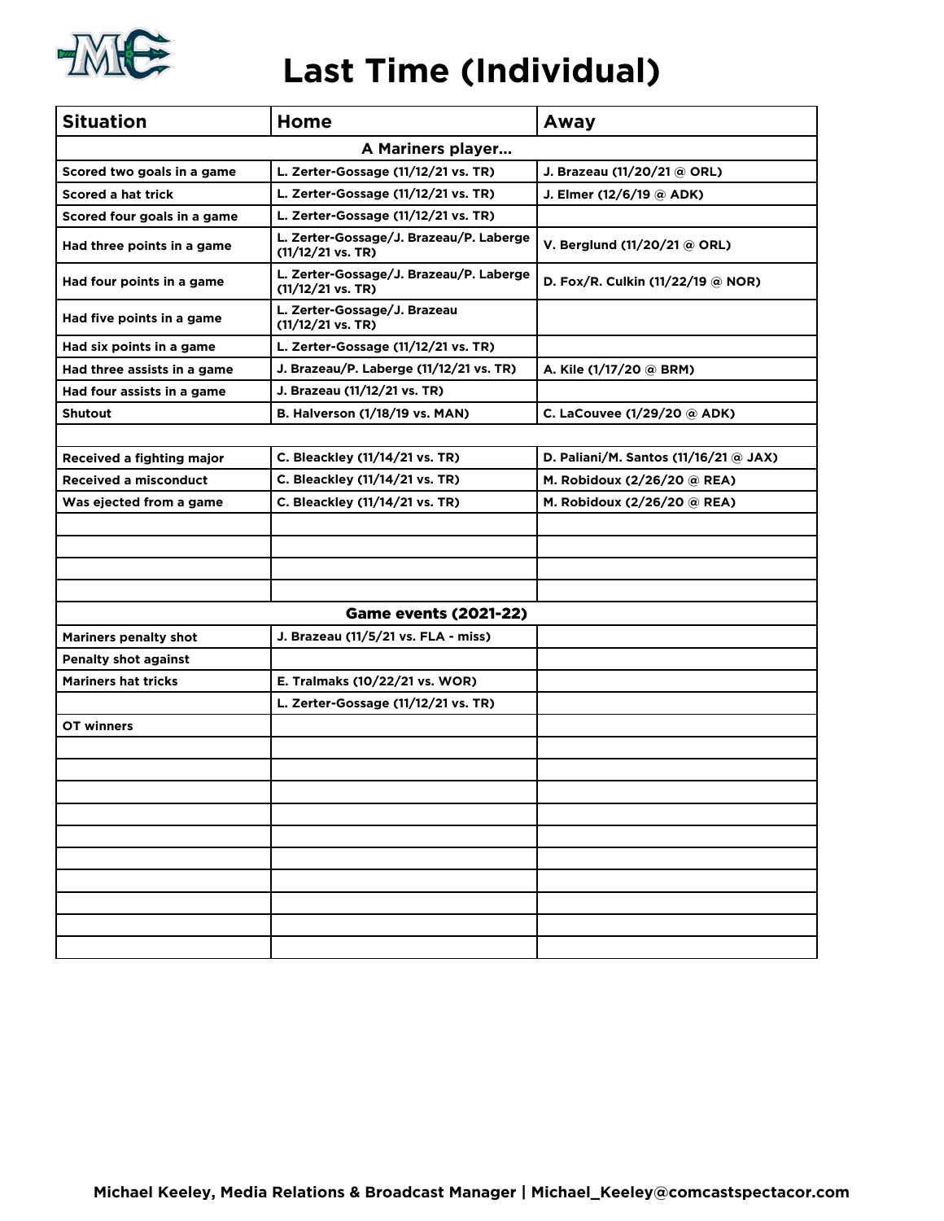# Last Time (Individual)

| Situation | Home | Away |
|---|---|---|
| **A Mariners player...** | | |
| Scored two goals in a game | L. Zerter-Gossage (11/12/21 vs. TR) | J. Brazeau (11/20/21 @ ORL) |
| Scored a hat trick | L. Zerter-Gossage (11/12/21 vs. TR) | J. Elmer (12/6/19 @ ADK) |
| Scored four goals in a game | L. Zerter-Gossage (11/12/21 vs. TR) | |
| Had three points in a game | L. Zerter-Gossage/J. Brazeau/P. Laberge (11/12/21 vs. TR) | V. Berglund (11/20/21 @ ORL) |
| Had four points in a game | L. Zerter-Gossage/J. Brazeau/P. Laberge (11/12/21 vs. TR) | D. Fox/R. Culkin (11/22/19 @ NOR) |
| Had five points in a game | L. Zerter-Gossage/J. Brazeau (11/12/21 vs. TR) | |
| Had six points in a game | L. Zerter-Gossage (11/12/21 vs. TR) | |
| Had three assists in a game | J. Brazeau/P. Laberge (11/12/21 vs. TR) | A. Kile (1/17/20 @ BRM) |
| Had four assists in a game | J. Brazeau (11/12/21 vs. TR) | |
| Shutout | B. Halverson (1/18/19 vs. MAN) | C. LaCouvee (1/29/20 @ ADK) |
| | | |
| Received a fighting major | C. Bleackley (11/14/21 vs. TR) | D. Paliani/M. Santos (11/16/21 @ JAX) |
| Received a misconduct | C. Bleackley (11/14/21 vs. TR) | M. Robidoux (2/26/20 @ REA) |
| Was ejected from a game | C. Bleackley (11/14/21 vs. TR) | M. Robidoux (2/26/20 @ REA) |
| | | |
| | | |
| | | |
| | | |
| **Game events (2021-22)** | | |
| Mariners penalty shot | J. Brazeau (11/5/21 vs. FLA - miss) | |
| Penalty shot against | | |
| Mariners hat tricks | E. Tralmaks (10/22/21 vs. WOR) | |
| | L. Zerter-Gossage (11/12/21 vs. TR) | |
| OT winners | | |

Michael Keeley, Media Relations & Broadcast Manager | Michael_Keeley@comcastspectacor.com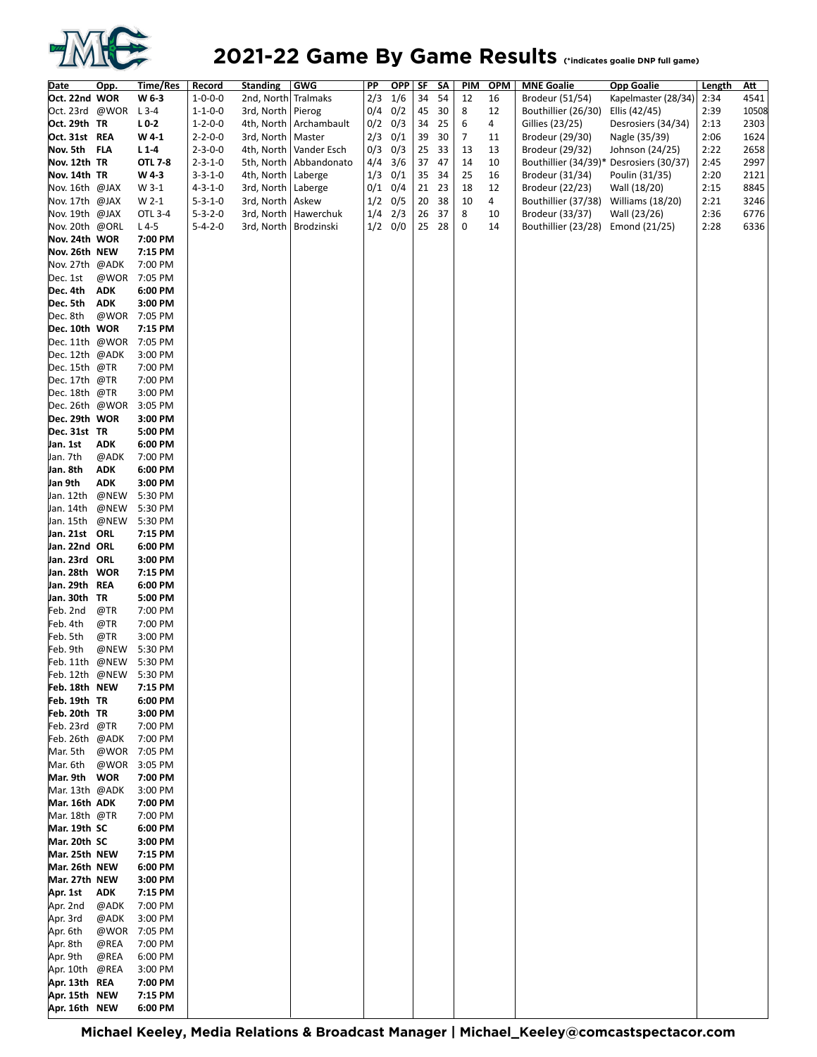# 2021-22 Game By Game Results

(*indicates goalie DNP full game)

| Date | Opp. | Time/Res | Record | Standing | GWG | PP | OPP | SF | SA | PIM | OPM | MNE Goalie | Opp Goalie | Length | Att |
|---|---|---|---|---|---|---|---|---|---|---|---|---|---|---|---|
| **Oct. 22nd** | **WOR** | **W 6-3** | 1-0-0-0 | 2nd, North | Tralmaks | 2/3 | 1/6 | 34 | 54 | 12 | 16 | Brodeur (51/54) | Kapelmaster (28/34) | 2:34 | 4541 |
| Oct. 23rd | @WOR | L 3-4 | 1-1-0-0 | 3rd, North | Pierog | 0/4 | 0/2 | 45 | 30 | 8 | 12 | Bouthillier (26/30) | Ellis (42/45) | 2:39 | 10508 |
| **Oct. 29th** | **TR** | **L 0-2** | 1-2-0-0 | 4th, North | Archambault | 0/2 | 0/3 | 34 | 25 | 6 | 4 | Gillies (23/25) | Desrosiers (34/34) | 2:13 | 2303 |
| **Oct. 31st** | **REA** | **W 4-1** | 2-2-0-0 | 2nd, North | Master | 2/3 | 0/1 | 39 | 30 | 7 | 11 | Brodeur (29/30) | Nagle (35/39) | 2:06 | 1624 |
| **Nov. 5th** | **FLA** | **L 1-4** | 2-3-0-0 | 4th, North | Vander Esch | 0/3 | 0/3 | 25 | 33 | 13 | 13 | Brodeur (29/32) | Johnson (24/25) | 2:22 | 2658 |
| **Nov. 12th** | **TR** | **OTL 7-8** | 2-3-1-0 | 5th, North | Abbandonato | 4/4 | 3/6 | 37 | 47 | 14 | 10 | Bouthillier (34/39)* | Desrosiers (30/37) | 2:45 | 2997 |
| **Nov. 14th** | **TR** | **W 4-3** | 3-3-1-0 | 4th, North | Laberge | 1/3 | 0/1 | 35 | 34 | 25 | 16 | Brodeur (31/34) | Poulin (31/35) | 2:20 | 2121 |
| Nov. 16th | @JAX | W 3-1 | 4-3-1-0 | 3rd, North | Laberge | 0/1 | 0/4 | 21 | 23 | 18 | 12 | Brodeur (22/23) | Wall (18/20) | 2:15 | 8845 |
| Nov. 17th | @JAX | W 2-1 | 5-3-1-0 | 3rd, North | Askew | 1/2 | 0/5 | 20 | 38 | 10 | 4 | Bouthillier (37/38) | Williams (18/20) | 2:21 | 3246 |
| Nov. 19th | @JAX | OTL 3-4 | 5-3-2-0 | 3rd, North | Hawerchuk | 1/4 | 2/3 | 26 | 37 | 8 | 10 | Brodeur (33/37) | Wall (23/26) | 2:36 | 6776 |
| Nov. 20th | @ORL | L 4-5 | 5-4-2-0 | 3rd, North | Brodzinski | 1/2 | 0/0 | 25 | 28 | 0 | 14 | Bouthillier (23/28) | Emond (21/25) | 2:28 | 6336 |
| **Nov. 24th** | **WOR** | **7:00 PM** | | | | | | | | | | | | | |
| **Nov. 26th** | **NEW** | **7:15 PM** | | | | | | | | | | | | | |
| Nov. 27th | @ADK | 7:00 PM | | | | | | | | | | | | | |
| Dec. 1st | @WOR | 7:05 PM | | | | | | | | | | | | | |
| **Dec. 4th** | **ADK** | **6:00 PM** | | | | | | | | | | | | | |
| **Dec. 5th** | **ADK** | **3:00 PM** | | | | | | | | | | | | | |
| Dec. 8th | @WOR | 7:05 PM | | | | | | | | | | | | | |
| **Dec. 10th** | **WOR** | **7:15 PM** | | | | | | | | | | | | | |
| Dec. 11th | @WOR | 7:05 PM | | | | | | | | | | | | | |
| Dec. 12th | @ADK | 3:00 PM | | | | | | | | | | | | | |
| Dec. 15th | @TR | 7:00 PM | | | | | | | | | | | | | |
| Dec. 17th | @TR | 7:00 PM | | | | | | | | | | | | | |
| Dec. 18th | @TR | 3:00 PM | | | | | | | | | | | | | |
| Dec. 26th | @WOR | 3:05 PM | | | | | | | | | | | | | |
| **Dec. 29th** | **WOR** | **3:00 PM** | | | | | | | | | | | | | |
| **Dec. 31st** | **TR** | **5:00 PM** | | | | | | | | | | | | | |
| **Jan. 1st** | **ADK** | **6:00 PM** | | | | | | | | | | | | | |
| Jan. 7th | @ADK | 7:00 PM | | | | | | | | | | | | | |
| **Jan. 8th** | **ADK** | **6:00 PM** | | | | | | | | | | | | | |
| **Jan 9th** | **ADK** | **3:00 PM** | | | | | | | | | | | | | |
| Jan. 12th | @NEW | 5:30 PM | | | | | | | | | | | | | |
| Jan. 14th | @NEW | 5:30 PM | | | | | | | | | | | | | |
| Jan. 15th | @NEW | 5:30 PM | | | | | | | | | | | | | |
| **Jan. 21st** | **ORL** | **7:15 PM** | | | | | | | | | | | | | |
| **Jan. 22nd** | **ORL** | **6:00 PM** | | | | | | | | | | | | | |
| **Jan. 23rd** | **ORL** | **3:00 PM** | | | | | | | | | | | | | |
| **Jan. 28th** | **WOR** | **7:15 PM** | | | | | | | | | | | | | |
| **Jan. 29th** | **REA** | **6:00 PM** | | | | | | | | | | | | | |
| **Jan. 30th** | **TR** | **5:00 PM** | | | | | | | | | | | | | |
| Feb. 2nd | @TR | 7:00 PM | | | | | | | | | | | | | |
| Feb. 4th | @TR | 7:00 PM | | | | | | | | | | | | | |
| Feb. 5th | @TR | 3:00 PM | | | | | | | | | | | | | |
| Feb. 9th | @NEW | 5:30 PM | | | | | | | | | | | | | |
| Feb. 11th | @NEW | 5:30 PM | | | | | | | | | | | | | |
| Feb. 12th | @NEW | 5:30 PM | | | | | | | | | | | | | |
| **Feb. 18th** | **NEW** | **7:15 PM** | | | | | | | | | | | | | |
| **Feb. 19th** | **TR** | **6:00 PM** | | | | | | | | | | | | | |
| **Feb. 20th** | **TR** | **3:00 PM** | | | | | | | | | | | | | |
| Feb. 23rd | @TR | 7:00 PM | | | | | | | | | | | | | |
| Feb. 26th | @ADK | 7:00 PM | | | | | | | | | | | | | |
| Mar. 5th | @WOR | 7:05 PM | | | | | | | | | | | | | |
| Mar. 6th | @WOR | 3:05 PM | | | | | | | | | | | | | |
| **Mar. 9th** | **WOR** | **7:00 PM** | | | | | | | | | | | | | |
| Mar. 13th | @ADK | 3:00 PM | | | | | | | | | | | | | |
| **Mar. 16th** | **ADK** | **7:00 PM** | | | | | | | | | | | | | |
| Mar. 18th | @TR | 7:00 PM | | | | | | | | | | | | | |
| **Mar. 19th** | **SC** | **6:00 PM** | | | | | | | | | | | | | |
| **Mar. 20th** | **SC** | **3:00 PM** | | | | | | | | | | | | | |
| **Mar. 25th** | **NEW** | **7:15 PM** | | | | | | | | | | | | | |
| **Mar. 26th** | **NEW** | **6:00 PM** | | | | | | | | | | | | | |
| **Mar. 27th** | **NEW** | **3:00 PM** | | | | | | | | | | | | | |
| **Apr. 1st** | **ADK** | **7:15 PM** | | | | | | | | | | | | | |
| Apr. 2nd | @ADK | 7:00 PM | | | | | | | | | | | | | |
| Apr. 3rd | @ADK | 3:00 PM | | | | | | | | | | | | | |
| Apr. 6th | @WOR | 7:05 PM | | | | | | | | | | | | | |
| Apr. 8th | @REA | 7:00 PM | | | | | | | | | | | | | |
| Apr. 9th | @REA | 6:00 PM | | | | | | | | | | | | | |
| Apr. 10th | @REA | 3:00 PM | | | | | | | | | | | | | |
| **Apr. 13th** | **REA** | **7:00 PM** | | | | | | | | | | | | | |
| **Apr. 15th** | **NEW** | **7:15 PM** | | | | | | | | | | | | | |
| **Apr. 16th** | **NEW** | **6:00 PM** | | | | | | | | | | | | | |

**Michael Keeley, Media Relations & Broadcast Manager | Michael_Keeley@comcastspectacor.com**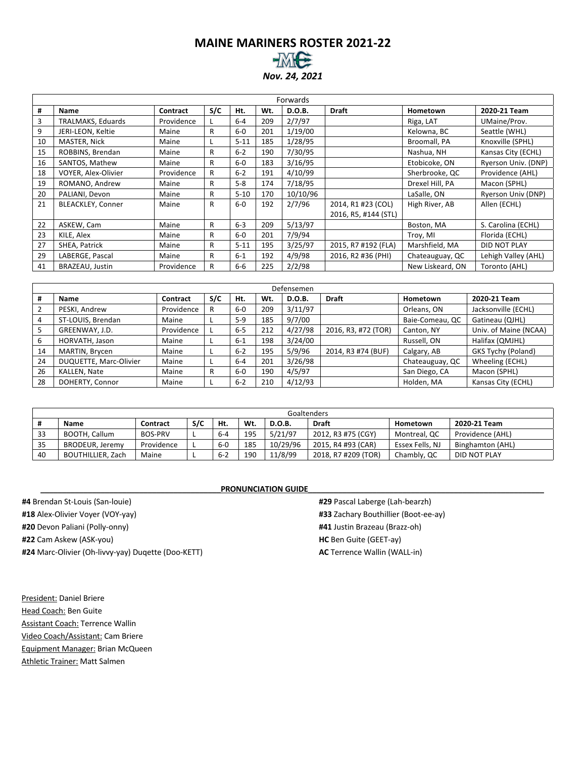# MAINE MARINERS ROSTER 2021-22

***Nov. 24, 2021***

| Forwards | | | | | | | | | |
|---|---|---|---|---|---|---|---|---|---|
| # | Name | Contract | S/C | Ht. | Wt. | D.O.B. | Draft | Hometown | 2020-21 Team |
| 3 | TRALMAKS, Eduards | Providence | L | 6-4 | 209 | 2/7/97 | | Riga, LAT | UMaine/Prov. |
| 9 | JERI-LEON, Keltie | Maine | R | 6-0 | 201 | 1/19/00 | | Kelowna, BC | Seattle (WHL) |
| 10 | MASTER, Nick | Maine | L | 5-11 | 185 | 1/28/95 | | Broomall, PA | Knoxville (SPHL) |
| 15 | ROBBINS, Brendan | Maine | R | 6-2 | 190 | 7/30/95 | | Nashua, NH | Kansas City (ECHL) |
| 16 | SANTOS, Mathew | Maine | R | 6-0 | 183 | 3/16/95 | | Etobicoke, ON | Ryerson Univ. (DNP) |
| 18 | VOYER, Alex-Olivier | Providence | R | 6-2 | 191 | 4/10/99 | | Sherbrooke, QC | Providence (AHL) |
| 19 | ROMANO, Andrew | Maine | R | 5-8 | 174 | 7/18/95 | | Drexel Hill, PA | Macon (SPHL) |
| 20 | PALIANI, Devon | Maine | R | 5-10 | 170 | 10/10/96 | | LaSalle, ON | Ryerson Univ (DNP) |
| 21 | BLEACKLEY, Conner | Maine | R | 6-0 | 192 | 2/7/96 | 2014, R1 #23 (COL) 2016, R5, #144 (STL) | High River, AB | Allen (ECHL) |
| 22 | ASKEW, Cam | Maine | R | 6-3 | 209 | 5/13/97 | | Boston, MA | S. Carolina (ECHL) |
| 23 | KILE, Alex | Maine | R | 6-0 | 201 | 7/9/94 | | Troy, MI | Florida (ECHL) |
| 27 | SHEA, Patrick | Maine | R | 5-11 | 195 | 3/25/97 | 2015, R7 #192 (FLA) | Marshfield, MA | DID NOT PLAY |
| 29 | LABERGE, Pascal | Maine | R | 6-1 | 192 | 4/9/98 | 2016, R2 #36 (PHI) | Chateauguay, QC | Lehigh Valley (AHL) |
| 41 | BRAZEAU, Justin | Providence | R | 6-6 | 225 | 2/2/98 | | New Liskeard, ON | Toronto (AHL) |

| Defensemen | | | | | | | | | |
|---|---|---|---|---|---|---|---|---|---|
| # | Name | Contract | S/C | Ht. | Wt. | D.O.B. | Draft | Hometown | 2020-21 Team |
| 2 | PESKI, Andrew | Providence | R | 6-0 | 209 | 3/11/97 | | Orleans, ON | Jacksonville (ECHL) |
| 4 | ST-LOUIS, Brendan | Maine | L | 5-9 | 185 | 9/7/00 | | Baie-Comeau, QC | Gatineau (QJHL) |
| 5 | GREENWAY, J.D. | Providence | L | 6-5 | 212 | 4/27/98 | 2016, R3, #72 (TOR) | Canton, NY | Univ. of Maine (NCAA) |
| 6 | HORVATH, Jason | Maine | L | 6-1 | 198 | 3/24/00 | | Russell, ON | Halifax (QMJHL) |
| 14 | MARTIN, Brycen | Maine | L | 6-2 | 195 | 5/9/96 | 2014, R3 #74 (BUF) | Calgary, AB | GKS Tychy (Poland) |
| 24 | DUQUETTE, Marc-Olivier | Maine | L | 6-4 | 201 | 3/26/98 | | Chateauguay, QC | Wheeling (ECHL) |
| 26 | KALLEN, Nate | Maine | R | 6-0 | 190 | 4/5/97 | | San Diego, CA | Macon (SPHL) |
| 28 | DOHERTY, Connor | Maine | L | 6-2 | 210 | 4/12/93 | | Holden, MA | Kansas City (ECHL) |

| Goaltenders | | | | | | | | | |
|---|---|---|---|---|---|---|---|---|---|
| # | Name | Contract | S/C | Ht. | Wt. | D.O.B. | Draft | Hometown | 2020-21 Team |
| 33 | BOOTH, Callum | BOS-PRV | L | 6-4 | 195 | 5/21/97 | 2012, R3 #75 (CGY) | Montreal, QC | Providence (AHL) |
| 35 | BRODEUR, Jeremy | Providence | L | 6-0 | 185 | 10/29/96 | 2015, R4 #93 (CAR) | Essex Fells, NJ | Binghamton (AHL) |
| 40 | BOUTHILLIER, Zach | Maine | L | 6-2 | 190 | 11/8/99 | 2018, R7 #209 (TOR) | Chambly, QC | DID NOT PLAY |

## PRONUNCIATION GUIDE

**#4** Brendan St-Louis (San-louie)
**#18** Alex-Olivier Voyer (VOY-yay)
**#20** Devon Paliani (Polly-onny)
**#22** Cam Askew (ASK-you)
**#24** Marc-Olivier (Oh-livvy-yay) Duqette (Doo-KETT)
**#29** Pascal Laberge (Lah-bearzh)
**#33** Zachary Bouthillier (Boot-ee-ay)
**#41** Justin Brazeau (Brazz-oh)
**HC** Ben Guite (GEET-ay)
**AC** Terrence Wallin (WALL-in)

President: Daniel Briere
Head Coach: Ben Guite
Assistant Coach: Terrence Wallin
Video Coach/Assistant: Cam Briere
Equipment Manager: Brian McQueen
Athletic Trainer: Matt Salmen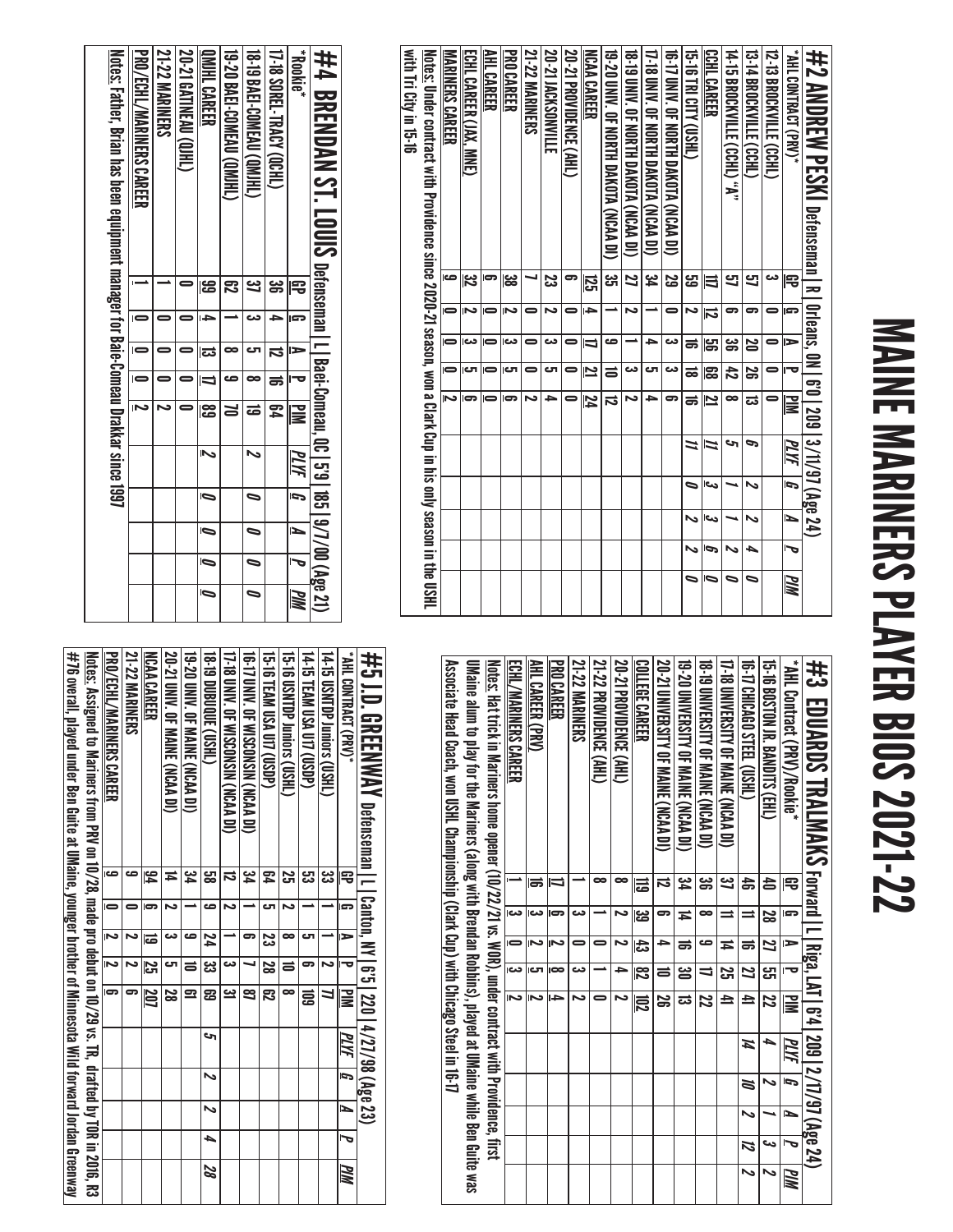# MAINE MARINERS PLAYER BIOS 2021-22

## #2 ANDREW PESKI Defenseman | R | Orleans, ON | 6'0 | 209 | 3/11/97 (Age 24)

| *AHL CONTRACT (PRV)* | GP | G | A | P | PIM | PLYF | G | A | P | PIM |
|---|---|---|---|---|---|---|---|---|---|---|
| 12-13 BROCKVILLE (CCHL) | 3 | 0 | 0 | 0 | 0 | | | | | |
| 13-14 BROCKVILLE (CCHL) | 57 | 6 | 20 | 26 | 13 | 6 | 2 | 2 | 4 | 0 |
| 14-15 BROCKVILLE (CCHL) "A" | 57 | 6 | 36 | 42 | 8 | 5 | 1 | 1 | 2 | 0 |
| CCHL CAREER | 117 | 12 | 56 | 68 | 21 | 11 | 3 | 3 | 6 | 0 |
| 15-16 TRI CITY (USHL) | 59 | 2 | 16 | 18 | 16 | 11 | 0 | 2 | 2 | 0 |
| 16-17 UNIV. OF NORTH DAKOTA (NCAA DI) | 29 | 0 | 3 | 3 | 6 | | | | | |
| 17-18 UNIV. OF NORTH DAKOTA (NCAA DI) | 34 | 1 | 4 | 5 | 4 | | | | | |
| 18-19 UNIV. OF NORTH DAKOTA (NCAA DI) | 27 | 2 | 1 | 3 | 2 | | | | | |
| 19-20 UNIV. OF NORTH DAKOTA (NCAA DI) | 35 | 1 | 9 | 10 | 12 | | | | | |
| NCAA CAREER | 125 | 4 | 17 | 21 | 24 | | | | | |
| 20-21 PROVIDENCE (AHL) | 6 | 0 | 0 | 0 | 0 | | | | | |
| 20-21 JACKSONVILLE | 23 | 2 | 3 | 5 | 4 | | | | | |
| 21-22 MARINERS | 7 | 0 | 0 | 0 | 2 | | | | | |
| PRO CAREER | 38 | 2 | 3 | 5 | 6 | | | | | |
| AHL CAREER | 6 | 0 | 0 | 0 | 0 | | | | | |
| ECHL CAREER (JAX, MNE) | 32 | 2 | 3 | 5 | 6 | | | | | |
| MARINERS CAREER | 9 | 0 | 0 | 0 | 2 | | | | | |

Notes: Under contract with Providence since 2020-21 season, won a Clark Cup in his only season in the USHL with Tri City in 15-16

## #4 BRENDAN ST. LOUIS Defenseman | L | Baei-Comeau, QC | 5'9 | 185 | 9/7/00 (Age 21)

| *Rookie* | GP | G | A | P | PIM | PLYF | G | A | P | PIM |
|---|---|---|---|---|---|---|---|---|---|---|
| 17-18 SOREL-TRACY (QCHL) | 36 | 4 | 12 | 16 | 64 | | | | | |
| 18-19 BAEI-COMEAU (QMJHL) | 37 | 3 | 5 | 8 | 19 | 2 | 0 | 0 | 0 | 0 |
| 19-20 BAEI-COMEAU (QMJHL) | 62 | 1 | 8 | 9 | 70 | | | | | |
| QMJHL CAREER | 99 | 4 | 13 | 17 | 89 | 2 | 0 | 0 | 0 | 0 |
| 20-21 GATINEAU (QJHL) | 0 | 0 | 0 | 0 | 0 | | | | | |
| 21-22 MARINERS | 1 | 0 | 0 | 0 | 2 | | | | | |
| PRO/ECHL/MARINERS CAREER | 1 | 0 | 0 | 0 | 2 | | | | | |

Notes: Father, Brian has been equipment manager for Baie-Comeau Drakkar since 1997

## #3 EDUARDS TRALMAKS Forward | L | Riga, LAT | 6'4 | 209 | 2/17/97 (Age 24)

| *AHL Contract (PRV)/Rookie* | GP | G | A | P | PIM | PLYF | G | A | P | PIM |
|---|---|---|---|---|---|---|---|---|---|---|
| 15-16 BOSTON JR. BANDITS (EHL) | 40 | 28 | 27 | 55 | 22 | 4 | 2 | 1 | 3 | 2 |
| 16-17 CHICAGO STEEL (USHL) | 46 | 11 | 16 | 27 | 41 | 14 | 10 | 2 | 12 | 2 |
| 17-18 UNIVERSITY OF MAINE (NCAA DI) | 37 | 11 | 14 | 25 | 41 | | | | | |
| 18-19 UNIVERSITY OF MAINE (NCAA DI) | 36 | 8 | 9 | 17 | 22 | | | | | |
| 19-20 UNIVERSITY OF MAINE (NCAA DI) | 34 | 14 | 16 | 30 | 13 | | | | | |
| 20-21 UNIVERSITY OF MAINE (NCAA DI) | 12 | 6 | 4 | 10 | 26 | | | | | |
| COLLEGE CAREER | 119 | 39 | 43 | 82 | 102 | | | | | |
| 20-21 PROVIDENCE (AHL) | 8 | 2 | 2 | 4 | 2 | | | | | |
| 21-22 PROVIDENCE (AHL) | 8 | 1 | 0 | 1 | 0 | | | | | |
| 21-22 MARINERS | 1 | 3 | 0 | 3 | 2 | | | | | |
| PRO CAREER | 17 | 6 | 2 | 8 | 4 | | | | | |
| AHL CAREER (PRV) | 16 | 3 | 2 | 5 | 2 | | | | | |
| ECHL/MARINERS CAREER | 1 | 3 | 0 | 3 | 2 | | | | | |

Notes: Hat trick in Mariners home opener (10/22/21 vs. WOR), under contract with Providence, first UMaine alum to play for the Mariners (along with Brendan Robbins), played at UMaine while Ben Guite was Associate Head Coach, won USHL Championship (Clark Cup) with Chicago Steel in 16-17

## #5 J.D. GREENWAY Defenseman | L | Canton, NY | 6'5 | 220 | 4/27/98 (Age 23)

| *AHL CONTRACT (PRV)* | GP | G | A | P | PIM | PLYF | G | A | P | PIM |
|---|---|---|---|---|---|---|---|---|---|---|
| 14-15 USNTDP Juniors (USHL) | 33 | 1 | 1 | 2 | 77 | | | | | |
| 14-15 TEAM USA U17 (USDP) | 53 | 1 | 5 | 6 | 109 | | | | | |
| 15-16 USNTDP Juniors (USHL) | 25 | 2 | 8 | 10 | 8 | | | | | |
| 15-16 TEAM USA U18 (USDP) | 64 | 5 | 23 | 28 | 62 | | | | | |
| 16-17 UNIV. OF WISCONSIN (NCAA DI) | 34 | 1 | 6 | 7 | 87 | | | | | |
| 17-18 UNIV. OF WISCONSIN (NCAA DI) | 12 | 2 | 1 | 3 | 31 | | | | | |
| 18-19 DUBUQUE (USHL) | 58 | 9 | 24 | 33 | 69 | 5 | 2 | 2 | 4 | 28 |
| 19-20 UNIV. OF MAINE (NCAA DI) | 34 | 1 | 9 | 10 | 61 | | | | | |
| 20-21 UNIV. OF MAINE (NCAA DI) | 14 | 2 | 3 | 5 | 28 | | | | | |
| NCAA CAREER | 94 | 6 | 19 | 25 | 207 | | | | | |
| 21-22 MARINERS | 9 | 0 | 2 | 2 | 6 | | | | | |
| PRO/ECHL/MARINERS CAREER | 9 | 0 | 2 | 2 | 6 | | | | | |

Notes: Assigned to Mariners from PRV on 10/28, made pro debut on 10/29 vs. TR, drafted by TOR in 2016, R3 #76 overall, played under Ben Guite at UMaine, younger brother of Minnesota Wild forward Jordan Greenway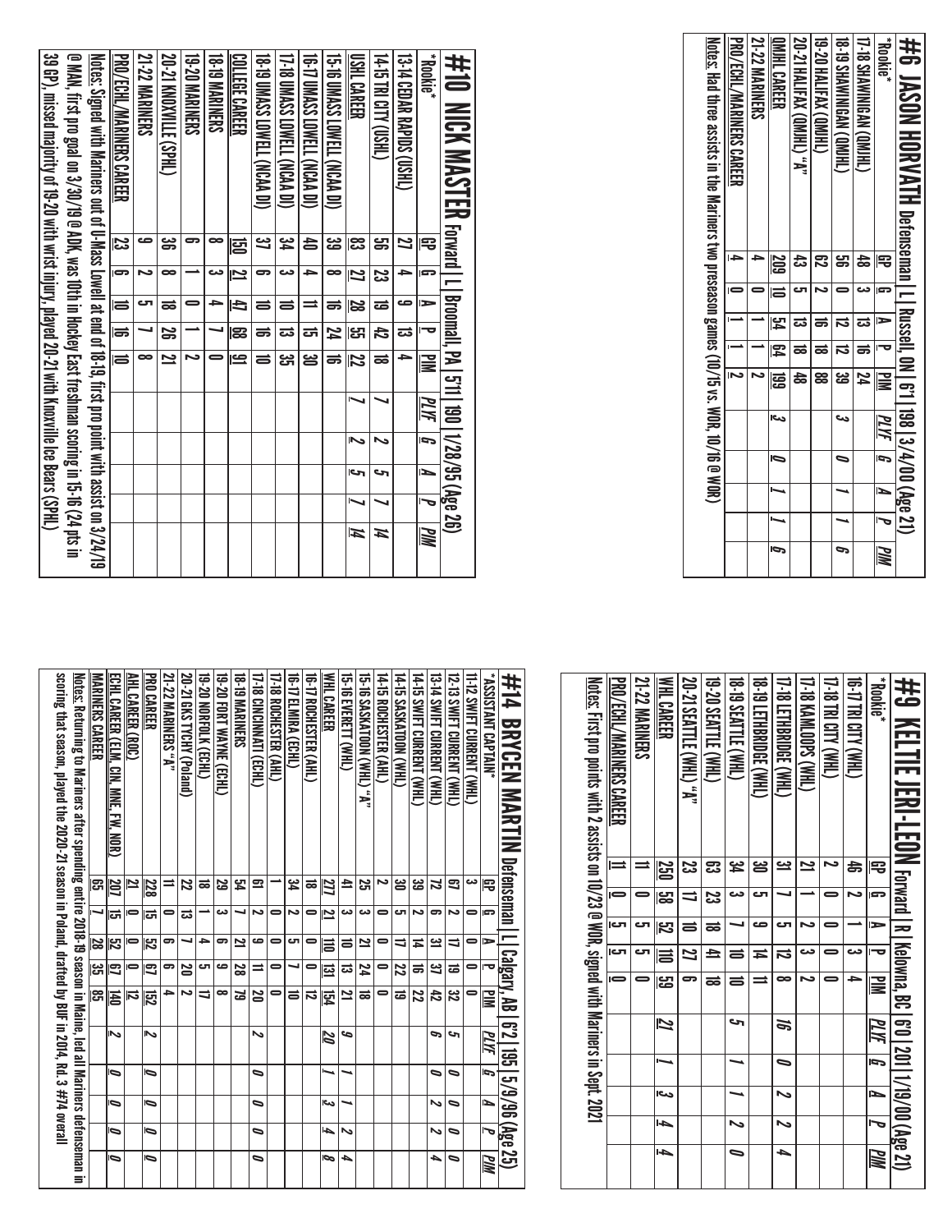## #6 JASON HORVATH Defenseman | L | Russell, ON | 6'1 | 198 | 3/4/00 (Age 21)

| *Rookie* | GP | G | A | P | PIM | *PLYF* | *G* | *A* | *P* | *PIM* |
|---|---|---|---|---|---|---|---|---|---|---|
| 17-18 SHAWINIGAN (QMJHL) | 48 | 3 | 13 | 16 | 24 | | | | | |
| 18-19 SHAWINIGAN (QMJHL) | 56 | 0 | 12 | 12 | 39 | *3* | *0* | *1* | *1* | *6* |
| 19-20 HALIFAX (QMJHL) | 62 | 2 | 16 | 18 | 88 | | | | | |
| 20-21 HALIFAX (QMJHL) "A" | 43 | 5 | 13 | 18 | 48 | | | | | |
| QMJHL CAREER | 209 | 10 | 54 | 64 | 199 | *3* | *0* | *1* | *1* | *6* |
| 21-22 MARINERS | 4 | 0 | 1 | 1 | 2 | | | | | |
| PRO/ECHL/MARINERS CAREER | 4 | 0 | 1 | 1 | 2 | | | | | |

Notes: Had three assists in the Mariners two preseason games (10/15 vs. WOR, 10/16 @ WOR)

## #9 KELTIE JERI-LEON Forward | R | Kelowna, BC | 6'0 | 201 | 1/19/00 (Age 21)

| *Rookie* | GP | G | A | P | PIM | *PLYF* | *G* | *A* | *P* | *PIM* |
|---|---|---|---|---|---|---|---|---|---|---|
| 16-17 TRI CITY (WHL) | 46 | 2 | 1 | 3 | 4 | | | | | |
| 17-18 TRI CITY (WHL) | 2 | 0 | 0 | 0 | 0 | | | | | |
| 17-18 KAMLOOPS (WHL) | 21 | 1 | 2 | 3 | 2 | | | | | |
| 17-18 LETHBRIDGE (WHL) | 31 | 7 | 5 | 12 | 8 | *16* | *0* | *2* | *2* | *4* |
| 18-19 LETHBRIDGE (WHL) | 30 | 5 | 9 | 14 | 11 | | | | | |
| 18-19 SEATTLE (WHL) | 34 | 3 | 7 | 10 | 10 | *5* | *1* | *1* | *2* | *0* |
| 19-20 SEATTLE (WHL) | 63 | 23 | 18 | 41 | 18 | | | | | |
| 20-21 SEATTLE (WHL) "A" | 23 | 17 | 10 | 27 | 6 | | | | | |
| WHL CAREER | 250 | 58 | 52 | 110 | 59 | *21* | *1* | *3* | *4* | *4* |
| 21-22 MARINERS | 11 | 0 | 5 | 5 | 0 | | | | | |
| PRO/ECHL/MARINERS CAREER | 11 | 0 | 5 | 5 | 0 | | | | | |

Notes: First pro points with 2 assists on 10/23 @ WOR, signed with Mariners in Sept. 2021

## #10 NICK MASTER Forward | L | Broomall, PA | 5'11 | 190 | 1/28/95 (Age 26)

| *Rookie* | GP | G | A | P | PIM | *PLYF* | *G* | *A* | *P* | *PIM* |
|---|---|---|---|---|---|---|---|---|---|---|
| 13-14 CEDAR RAPIDS (USHL) | 27 | 4 | 9 | 13 | 4 | | | | | |
| 14-15 TRI CITY (USHL) | 56 | 23 | 19 | 42 | 18 | *7* | *2* | *5* | *7* | *14* |
| USHL CAREER | 83 | 27 | 28 | 55 | 22 | *7* | *2* | *5* | *7* | *14* |
| 15-16 UMASS LOWELL (NCAA DI) | 39 | 8 | 16 | 24 | 16 | | | | | |
| 16-17 UMASS LOWELL (NCAA DI) | 40 | 4 | 11 | 15 | 30 | | | | | |
| 17-18 UMASS LOWELL (NCAA DI) | 34 | 3 | 10 | 13 | 35 | | | | | |
| 18-19 UMASS LOWELL (NCAA DI) | 37 | 6 | 10 | 16 | 10 | | | | | |
| COLLEGE CAREER | 150 | 21 | 47 | 68 | 91 | | | | | |
| 18-19 MARINERS | 8 | 3 | 4 | 7 | 0 | | | | | |
| 19-20 MARINERS | 6 | 1 | 0 | 1 | 2 | | | | | |
| 20-21 KNOXVILLE (SPHL) | 36 | 8 | 18 | 26 | 21 | | | | | |
| 21-22 MARINERS | 9 | 2 | 5 | 7 | 8 | | | | | |
| PRO/ECHL/MARINERS CAREER | 23 | 6 | 10 | 16 | 10 | | | | | |

Notes: Signed with Mariners out of U-Mass Lowell at end of 18-19, first pro point with assist on 3/24/19 @ MAN, first pro goal on 3/30/19 @ ADK, was 10th in Hockey East freshman scoring in 15-16 (24 pts in 39 GP), missed majority of 19-20 with wrist injury, played 20-21 with Knoxville Ice Bears (SPHL)

## #14 BRYCEN MARTIN Defenseman | L | Calgary, AB | 6'2 | 195 | 5/9/96 (Age 25)

| *ASSISTANT CAPTAIN* | GP | G | A | P | PIM | *PLYF* | *G* | *A* | *P* | *PIM* |
|---|---|---|---|---|---|---|---|---|---|---|
| 11-12 SWIFT CURRENT (WHL) | 3 | 0 | 0 | 0 | 0 | | | | | |
| 12-13 SWIFT CURRENT (WHL) | 67 | 2 | 17 | 19 | 32 | *5* | *0* | *0* | *0* | *0* |
| 13-14 SWIFT CURRENT (WHL) | 72 | 6 | 31 | 37 | 42 | *6* | *0* | *2* | *2* | *4* |
| 14-15 SWIFT CURRENT (WHL) | 39 | 2 | 14 | 16 | 22 | | | | | |
| 14-15 SASKATOON (WHL) | 30 | 5 | 17 | 22 | 19 | | | | | |
| 14-15 ROCHESTER (AHL) | 2 | 0 | 0 | 0 | 0 | | | | | |
| 15-16 SASKATOON (WHL) "A" | 25 | 3 | 21 | 24 | 18 | | | | | |
| 15-16 EVERETT (WHL) | 41 | 3 | 10 | 13 | 21 | *9* | *1* | *1* | *2* | *4* |
| WHL CAREER | 277 | 21 | 110 | 131 | 154 | *20* | *1* | *3* | *4* | *8* |
| 16-17 ROCHESTER (AHL) | 18 | 0 | 0 | 0 | 12 | | | | | |
| 16-17 ELMIRA (ECHL) | 34 | 2 | 5 | 7 | 10 | | | | | |
| 17-18 ROCHESTER (AHL) | 1 | 0 | 0 | 0 | 0 | | | | | |
| 17-18 CINCINNATI (ECHL) | 61 | 2 | 9 | 11 | 20 | *2* | *0* | *0* | *0* | *0* |
| 18-19 MARINERS | 54 | 7 | 21 | 28 | 79 | | | | | |
| 19-20 FORT WAYNE (ECHL) | 29 | 3 | 6 | 9 | 8 | | | | | |
| 19-20 NORFOLK (ECHL) | 18 | 1 | 4 | 5 | 17 | | | | | |
| 20-21 GKS TYCHY (Poland) | 22 | 13 | 7 | 20 | 2 | | | | | |
| 21-22 MARINERS "A" | 11 | 0 | 6 | 6 | 4 | | | | | |
| PRO CAREER | 228 | 15 | 52 | 67 | 152 | *2* | *0* | *0* | *0* | *0* |
| AHL CAREER (ROC) | 21 | 0 | 0 | 0 | 12 | | | | | |
| ECHL CAREER (ELM, CIN, MNE, FW, NOR) | 207 | 15 | 52 | 67 | 140 | *2* | *0* | *0* | *0* | *0* |
| MARINERS CAREER | 65 | 7 | 28 | 35 | 85 | | | | | |

Notes: Returning to Mariners after spending entire 2018-19 season in Maine, led all Mariners defenseman in scoring that season, played the 2020-21 season in Poland, drafted by BUF in 2014, Rd. 3 #74 overall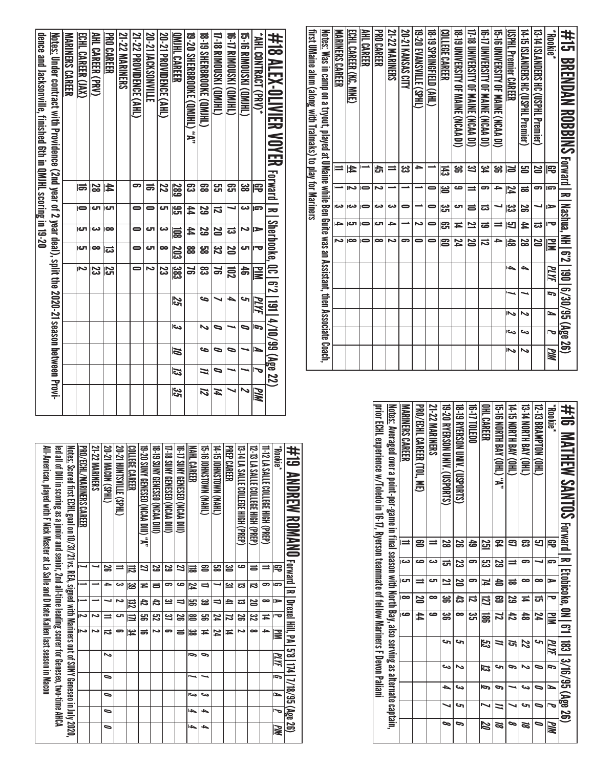# #15 BRENDAN ROBBINS Forward | R | Nashua, NH | 6'2 | 190 | 6/30/95 (Age 26)

| *Rookie* | GP | G | A | P | PIM | PLYF | G | A | P | PIM |
|---|---|---|---|---|---|---|---|---|---|---|
| 13-14 ISLANDERS HC (USPHL Premier) | 20 | 6 | 7 | 13 | 20 | | | | | |
| 14-15 ISLANDERS HC (USPHL Premier) | 50 | 18 | 26 | 44 | 28 | 4 | 1 | 2 | 3 | 2 |
| USPHL Premier CAREER | 70 | 24 | 33 | 57 | 48 | 4 | 1 | 2 | 3 | 2 |
| 15-16 UNIVERSITY OF MAINE (NCAA DI) | 36 | 4 | 7 | 11 | 4 | | | | | |
| 16-17 UNIVERSITY OF MAINE (NCAA DI) | 34 | 6 | 13 | 19 | 12 | | | | | |
| 17-18 UNIVERSITY OF MAINE (NCAA DI) | 37 | 11 | 10 | 21 | 20 | | | | | |
| 18-19 UNIVERSITY OF MAINE (NCAA DI) | 36 | 9 | 5 | 14 | 24 | | | | | |
| COLLEGE CAREER | 143 | 30 | 35 | 65 | 60 | | | | | |
| 18-19 SPRINGFIELD (AHL) | 1 | 0 | 0 | 0 | 0 | | | | | |
| 19-20 EVANSVILLE (SPHL) | 4 | 1 | 1 | 2 | 0 | | | | | |
| 20-21 KANSAS CITY | 33 | 1 | 0 | 1 | 6 | | | | | |
| 21-22 MARINERS | 11 | 1 | 3 | 4 | 2 | | | | | |
| PRO CAREER | 45 | 2 | 3 | 5 | 8 | | | | | |
| AHL CAREER | 1 | 0 | 0 | 0 | 0 | | | | | |
| ECHL CAREER (KC, MNE) | 44 | 2 | 3 | 5 | 8 | | | | | |
| MARINERS CAREER | 11 | 1 | 3 | 4 | 2 | | | | | |

Notes: Was in camp on a tryout, played at UMaine while Ben Guite was an Assistant, then Associate Coach, first UMaine alum (along with Tralmaks) to play for Mariners

# #16 MATHEW SANTOS Forward | R | Etobicoke, ON | 6'1 | 183 | 3/16/95 (Age 26)

| *Rookie* | GP | G | A | P | PIM | PLYF | G | A | P | PIM |
|---|---|---|---|---|---|---|---|---|---|---|
| 12-13 BRAMPTON (OHL) | 57 | 7 | 8 | 15 | 24 | 5 | 0 | 0 | 0 | 0 |
| 13-14 NORTH BAY (OHL) | 63 | 6 | 8 | 14 | 48 | 22 | 2 | 3 | 5 | 18 |
| 14-15 NORTH BAY (OHL) | 67 | 11 | 18 | 29 | 42 | 15 | 6 | 1 | 7 | 8 |
| 15-16 NORTH BAY (OHL) "A" | 64 | 29 | 40 | 69 | 72 | 11 | 5 | 6 | 11 | 18 |
| OHL CAREER | 251 | 53 | 74 | 127 | 186 | 53 | 13 | 6 | 7 | 20 |
| 16-17 TOLEDO | 49 | 6 | 6 | 12 | 35 | | | | | |
| 18-19 RYERSON UNIV. (USPORTS) | 26 | 23 | 20 | 43 | 8 | 5 | 2 | 3 | 5 | 6 |
| 19-20 RYERSON UNIV. (USPORTS) | 28 | 15 | 21 | 36 | 36 | 5 | 3 | 4 | 7 | 8 |
| 21-22 MARINERS | 11 | 3 | 5 | 8 | 9 | | | | | |
| PRO/ECHL CAREER (TOL, ME) | 60 | 9 | 11 | 20 | 44 | | | | | |
| MARINERS CAREER | 11 | 3 | 5 | 8 | 9 | | | | | |

Notes: Averaged over a point-per-game in final season with North Bay, also serving as alternate captain, prior ECHL experience w/Toledo in 16-17, Ryerson teammate of fellow Mariners F Devon Paliani

# #18 ALEX-OLIVIER VOYER Forward | R | Sherbrooke, QC | 6'2 | 191 | 4/10/99 (Age 22)

| *AHL CONTRACT (PRV)* | GP | G | A | P | PIM | PLYF | G | A | P | PIM |
|---|---|---|---|---|---|---|---|---|---|---|
| 15-16 RIMOUSKI (QMJHL) | 38 | 3 | 2 | 5 | 46 | 5 | 0 | 1 | 1 | 2 |
| 16-17 RIMOUSKI (QMJHL) | 65 | 7 | 13 | 20 | 102 | 4 | 1 | 0 | 1 | 7 |
| 17-18 RIMOUSKI (QMJHL) | 55 | 12 | 20 | 32 | 76 | 7 | 0 | 0 | 0 | 14 |
| 18-19 SHERBROOKE (QMJHL) | 68 | 29 | 29 | 58 | 83 | 9 | 2 | 9 | 11 | 12 |
| 19-20 SHERBROOKE (QMJHL) "A" | 63 | 44 | 44 | 88 | 76 | | | | | |
| QMJHL CAREER | 289 | 95 | 108 | 203 | 383 | 25 | 3 | 10 | 13 | 35 |
| 20-21 PROVIDENCE (AHL) | 22 | 5 | 3 | 8 | 23 | | | | | |
| 20-21 JACKSONVILLE | 16 | 0 | 5 | 5 | 2 | | | | | |
| 21-22 PROVIDENCE (AHL) | 6 | 0 | 0 | 0 | 0 | | | | | |
| 21-22 MARINERS | | | | | | | | | | |
| PRO CAREER | 44 | 5 | 8 | 13 | 25 | | | | | |
| AHL CAREER (PRV) | 28 | 5 | 3 | 8 | 23 | | | | | |
| ECHL CAREER (JAX) | 16 | 0 | 5 | 5 | 2 | | | | | |
| MARINERS CAREER | | | | | | | | | | |

Notes: Under contract with Providence (2nd year of 2 year deal), split the 2020-21 season between Providence and Jacksonville, finished 6th in QMJHL scoring in 19-20

# #19 ANDREW ROMANO Forward | R | Drexel Hill, PA | 5'8 | 174 | 7/18/95 (Age 26)

| *Rookie* | GP | G | A | P | PIM | PLYF | G | A | P | PIM |
|---|---|---|---|---|---|---|---|---|---|---|
| 11-12 LA SALLE COLLEGE HIGH (PREP) | 11 | 6 | 8 | 14 | 4 | | | | | |
| 12-13 LA SALLE COLLEGE HIGH (PREP) | 10 | 12 | 20 | 32 | 8 | | | | | |
| 13-14 LA SALLE COLLEGE HIGH (PREP) | 9 | 13 | 13 | 26 | 2 | | | | | |
| PREP CAREER | 30 | 31 | 41 | 72 | 14 | | | | | |
| 14-15 JOHNSTOWN (NAHL) | 58 | 7 | 17 | 24 | 24 | | | | | |
| 15-16 JOHNSTOWN (NAHL) | 60 | 17 | 39 | 56 | 14 | 6 | 1 | 3 | 4 | 4 |
| NAHL CAREER | 118 | 24 | 56 | 80 | 38 | 6 | 1 | 3 | 4 | 4 |
| 16-17 SUNY GENESEO (NCAA DIII) | 27 | 9 | 17 | 26 | 10 | | | | | |
| 17-18 SUNY GENESEO (NCAA DIII) | 29 | 6 | 31 | 37 | 6 | | | | | |
| 18-19 SUNY GENESEO (NCAA DIII) | 29 | 10 | 42 | 52 | 2 | | | | | |
| 19-20 SUNY GENESEO (NCAA DIII) "A" | 27 | 14 | 42 | 56 | 16 | | | | | |
| COLLEGE CAREER | 112 | 39 | 132 | 171 | 34 | | | | | |
| 20-21 HUNTSVILLE (SPHL) | 11 | 3 | 2 | 5 | 6 | | | | | |
| 20-21 MACON (SPHL) | 26 | 4 | 7 | 11 | 12 | 2 | 0 | 0 | 0 | 0 |
| 21-22 MARINERS | 1 | 1 | 1 | 2 | 2 | | | | | |
| PRO/ECHL/MARINERS CAREER | 1 | 1 | 1 | 2 | 2 | | | | | |

Notes: Scored first ECHL goal on 10/31/21 vs. REA, signed with Mariners out of SUNY Geneseo in July 2020, led all of DIII in scoring as a junior and senior, 2nd all-time leading scorer for Geneseo, two-time AHCA All-American, played with F Nick Master at La Salle and D Nate Kallen last season in Macon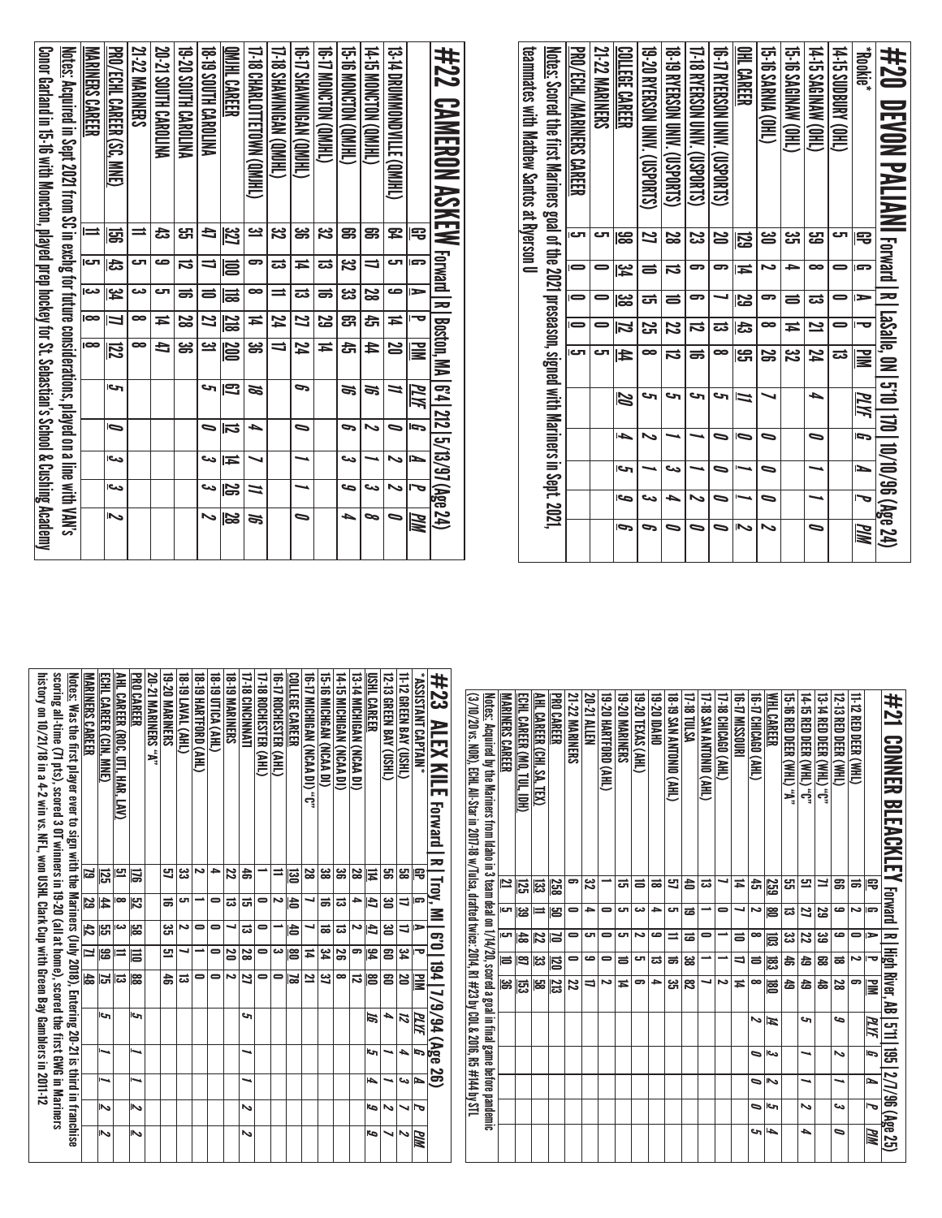## #21 CONNER BLEACKLEY Forward | R | High River, AB | 5'11 | 195 | 2/7/96 (Age 25)

| | GP | G | A | P | PIM | *PLYF* | *G* | *A* | *P* | *PIM* |
|---|---|---|---|---|---|---|---|---|---|---|
| 11-12 RED DEER (WHL) | 16 | 2 | 0 | 2 | 6 | | | | | |
| 12-13 RED DEER (WHL) | 66 | 9 | 9 | 18 | 28 | *9* | *2* | *1* | *3* | *0* |
| 13-14 RED DEER (WHL) "C" | 71 | 29 | 39 | 68 | 48 | | | | | |
| 14-15 RED DEER (WHL) "C" | 51 | 27 | 22 | 49 | 49 | *5* | *1* | *1* | *2* | *4* |
| 15-16 RED DEER (WHL) "A" | 55 | 13 | 33 | 46 | 49 | | | | | |
| WHL CAREER | 259 | 80 | 103 | 183 | 180 | *14* | *3* | *2* | *5* | *4* |
| 16-17 CHICAGO (AHL) | 45 | 2 | 8 | 10 | 8 | *2* | *0* | *0* | *0* | *5* |
| 16-17 MISSOURI | 14 | 7 | 10 | 17 | 14 | | | | | |
| 17-18 CHICAGO (AHL) | 13 | 1 | 0 | 1 | 2 | | | | | |
| 17-18 SAN ANTONIO (AHL) | 13 | 1 | 0 | 1 | 7 | | | | | |
| 17-18 TULSA | 40 | 19 | 19 | 38 | 82 | | | | | |
| 18-19 SAN ANTONIO (AHL) | 57 | 5 | 11 | 16 | 35 | | | | | |
| 19-20 IDAHO | 18 | 4 | 9 | 13 | 4 | | | | | |
| 19-20 TEXAS (AHL) | 10 | 3 | 2 | 5 | 6 | | | | | |
| 19-20 MARINERS | 15 | 5 | 5 | 10 | 14 | | | | | |
| 19-20 HARTFORD (AHL) | 1 | 0 | 0 | 0 | 2 | | | | | |
| 20-21 ALLEN | 32 | 4 | 5 | 9 | 17 | | | | | |
| 21-22 MARINERS | 6 | 0 | 0 | 0 | 22 | | | | | |
| PRO CAREER | 258 | 50 | 70 | 120 | 213 | | | | | |
| AHL CAREER (CHI, SA, TEX) | 133 | 11 | 22 | 33 | 58 | | | | | |
| ECHL CAREER (MO, TUL, IDH) | 125 | 39 | 48 | 87 | 153 | | | | | |
| MARINERS CAREER | 21 | 5 | 5 | 10 | 36 | | | | | |

Notes: Acquired by the Mariners from Idaho in 3 team deal on 1/14/20, scored a goal in final game before pandemic (3/10/20 vs. NOR), ECHL All-Star in 2017-18 w/Tulsa, drafted twice: 2014, R1 #23 by COL & 2016, R5 #144 by STL

## #23 ALEX KILE Forward | R | Troy, MI | 6'0 | 194 | 7/9/94 (Age 26)

| *ASSISTANT CAPTAIN* | GP | G | A | P | PIM | *PLYF* | *G* | *A* | *P* | *PIM* |
|---|---|---|---|---|---|---|---|---|---|---|
| 11-12 GREEN BAY (USHL) | 58 | 17 | 17 | 34 | 20 | *12* | *4* | *3* | *7* | *2* |
| 12-13 GREEN BAY (USHL) | 56 | 30 | 30 | 60 | 60 | *4* | *1* | *1* | *2* | *7* |
| USHL CAREER | 114 | 47 | 47 | 94 | 80 | *16* | *5* | *4* | *9* | *9* |
| 13-14 MICHIGAN (NCAA DI) | 28 | 4 | 2 | 6 | 12 | | | | | |
| 14-15 MICHIGAN (NCAA DI) | 36 | 13 | 13 | 26 | 8 | | | | | |
| 15-16 MICHIGAN (NCAA DI) | 38 | 16 | 18 | 34 | 37 | | | | | |
| 16-17 MICHIGAN (NCAA DI) "C" | 28 | 7 | 7 | 14 | 21 | | | | | |
| COLLEGE CAREER | 130 | 40 | 40 | 80 | 78 | | | | | |
| 16-17 ROCHESTER (AHL) | 11 | 2 | 1 | 3 | 0 | | | | | |
| 17-18 ROCHESTER (AHL) | 1 | 0 | 0 | 0 | 0 | | | | | |
| 17-18 CINCINNATI | 46 | 15 | 13 | 28 | 27 | *5* | *1* | *1* | *2* | *2* |
| 18-19 MARINERS | 22 | 13 | 7 | 20 | 2 | | | | | |
| 18-19 HARTFORD (AHL) | 2 | 1 | 0 | 1 | 0 | | | | | |
| 18-19 UTICA (AHL) | 4 | 0 | 0 | 0 | 0 | | | | | |
| 18-19 LAVAL (AHL) | 33 | 5 | 2 | 7 | 13 | | | | | |
| 19-20 MARINERS | 57 | 16 | 35 | 51 | 46 | | | | | |
| 20-21 MARINERS "A" | | | | | | | | | | |
| PRO CAREER | 176 | 52 | 58 | 110 | 88 | *5* | *1* | *1* | *2* | *2* |
| AHL CAREER (ROC, UTI, HAR, LAV) | 51 | 8 | 3 | 11 | 13 | | | | | |
| ECHL CAREER (CIN, MNE) | 125 | 44 | 55 | 99 | 75 | *5* | *1* | *1* | *2* | *2* |
| MARINERS CAREER | 79 | 29 | 42 | 71 | 48 | | | | | |

Notes: Was the first player ever to sign with the Mariners (July 2018), Entering 20-21 is third in franchise scoring all-time (71 pts), scored 3 OT winners in 19-20 (all at home), scored the first GWG in Mariners history on 10/21/18 in a 4-2 win vs. NFL, won USHL Clark Cup with Green Bay Gamblers in 2011-12

## #20 DEVON PALIANI Forward | R | LaSalle, ON | 5'10 | 170 | 10/10/96 (Age 24)

| *Rookie* | GP | G | A | P | PIM | *PLYF* | *G* | *A* | *P* | *PIM* |
|---|---|---|---|---|---|---|---|---|---|---|
| 14-15 SUDBURY (OHL) | 5 | 0 | 0 | 0 | 13 | | | | | |
| 14-15 SAGINAW (OHL) | 59 | 8 | 13 | 21 | 24 | *4* | *0* | *1* | *1* | *0* |
| 15-16 SAGINAW (OHL) | 35 | 4 | 10 | 14 | 32 | | | | | |
| 15-16 SARNIA (OHL) | 30 | 2 | 6 | 8 | 26 | *7* | *0* | *0* | *0* | *2* |
| OHL CAREER | 129 | 14 | 29 | 43 | 95 | *11* | *0* | *1* | *1* | *2* |
| 16-17 RYERSON UNIV. (USPORTS) | 20 | 6 | 7 | 13 | 8 | *5* | *0* | *0* | *0* | *0* |
| 17-18 RYERSON UNIV. (USPORTS) | 23 | 6 | 6 | 12 | 16 | *5* | *1* | *1* | *2* | *0* |
| 18-19 RYERSON UNIV. (USPORTS) | 28 | 12 | 10 | 22 | 12 | *5* | *1* | *3* | *4* | *0* |
| 19-20 RYERSON UNIV. (USPORTS) | 27 | 10 | 15 | 25 | 8 | *5* | *2* | *1* | *3* | *6* |
| COLLEGE CAREER | 98 | 34 | 38 | 72 | 44 | *20* | *4* | *5* | *9* | *6* |
| 21-22 MARINERS | 5 | 0 | 0 | 0 | 5 | | | | | |
| PRO/ECHL/MARINERS CAREER | 5 | 0 | 0 | 0 | 5 | | | | | |

Notes: Scored the first Mariners goal of the 2021 preseason, signed with Mariners in Sept. 2021, teammates with Mathew Santos at Ryerson U

## #22 CAMERON ASKEW Forward | R | Boston, MA | 6'4 | 212 | 5/13/97 (Age 24)

| | GP | G | A | P | PIM | *PLYF* | *G* | *A* | *P* | *PIM* |
|---|---|---|---|---|---|---|---|---|---|---|
| 13-14 DRUMMONDVILLE (QMJHL) | 64 | 5 | 9 | 14 | 20 | *11* | *0* | *2* | *2* | *0* |
| 14-15 MONCTON (QMJHL) | 66 | 17 | 28 | 45 | 44 | *16* | *2* | *1* | *3* | *8* |
| 15-16 MONCTON (QMJHL) | 66 | 32 | 33 | 65 | 45 | *16* | *6* | *3* | *9* | *4* |
| 16-17 MONCTON (QMJHL) | 32 | 13 | 16 | 29 | 14 | | | | | |
| 16-17 SHAWINIGAN (QMJHL) | 36 | 14 | 13 | 27 | 24 | *6* | *0* | *1* | *1* | *0* |
| 17-18 SHAWINIGAN (QMJHL) | 32 | 13 | 11 | 24 | 17 | | | | | |
| 17-18 CHARLOTTETOWN (QMJHL) | 31 | 6 | 8 | 14 | 36 | *18* | *4* | *7* | *11* | *16* |
| QMJHL CAREER | 327 | 100 | 118 | 218 | 200 | *67* | *12* | *14* | *26* | *28* |
| 18-19 SOUTH CAROLINA | 47 | 17 | 10 | 27 | 31 | *5* | *0* | *3* | *3* | *2* |
| 19-20 SOUTH CAROLINA | 55 | 12 | 16 | 28 | 36 | | | | | |
| 20-21 SOUTH CAROLINA | 43 | 9 | 5 | 14 | 47 | | | | | |
| 21-22 MARINERS | 11 | 5 | 3 | 8 | 8 | | | | | |
| PRO/ECHL CAREER (SC, MNE) | 156 | 43 | 34 | 77 | 122 | *5* | *0* | *3* | *3* | *2* |
| MARINERS CAREER | 11 | 5 | 3 | 8 | 8 | | | | | |

Notes: Acquired in Sept 2021 from SC in exchg for future considerations, played on a line with VAN's Conor Garland in 15-16 with Moncton, played prep hockey for St. Sebastian's School & Cushing Academy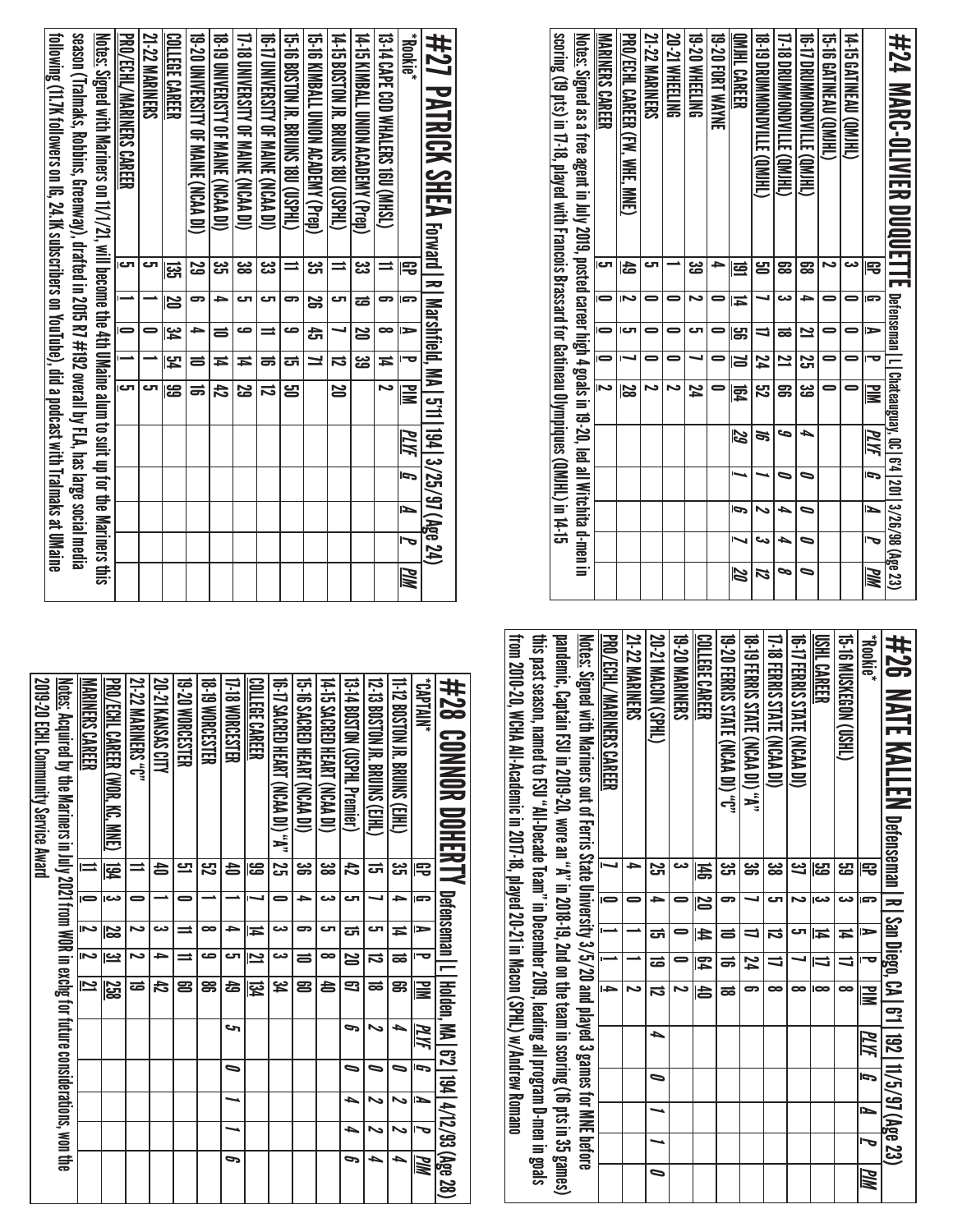## #24 MARC-OLIVIER DUQUETTE Defenseman | L | Chateauguay, QC | 6'4 | 201 | 3/26/98 (Age 23)

| | GP | G | A | P | PIM | PLYF | G | A | P | PIM |
|---|---|---|---|---|---|---|---|---|---|---|
| 14-15 GATINEAU (QMJHL) | 3 | 0 | 0 | 0 | 0 | | | | | |
| 15-16 GATINEAU (QMJHL) | 2 | 0 | 0 | 0 | 0 | | | | | |
| 16-17 DRUMMONDVILLE (QMJHL) | 68 | 4 | 21 | 25 | 39 | 4 | 0 | 0 | 0 | 0 |
| 17-18 DRUMMONDVILLE (QMJHL) | 68 | 3 | 18 | 21 | 66 | 9 | 0 | 4 | 4 | 8 |
| 18-19 DRUMMONDVILLE (QMJHL) | 50 | 7 | 17 | 24 | 52 | 16 | 1 | 2 | 3 | 12 |
| QMJHL CAREER | 191 | 14 | 56 | 70 | 164 | 29 | 1 | 6 | 7 | 20 |
| 19-20 FORT WAYNE | 4 | 0 | 0 | 0 | 0 | | | | | |
| 19-20 WHEELING | 39 | 2 | 5 | 7 | 24 | | | | | |
| 20-21 WHEELING | 1 | 0 | 0 | 0 | 2 | | | | | |
| 21-22 MARINERS | 5 | 0 | 0 | 0 | 2 | | | | | |
| PRO/ECHL CAREER (FW, WHE, MNE) | 49 | 2 | 5 | 7 | 28 | | | | | |
| MARINERS CAREER | 5 | 0 | 0 | 0 | 2 | | | | | |

Notes: Signed as a free agent in July 2019, posted career high 4 goals in 19-20, led all Witchita d-men in scoring (19 pts) in 17-18, played with Francois Brassard for Gatineau Olympiques (QMJHL) in 14-15

## #26 NATE KALLEN Defenseman | R | San Diego, CA | 6'1 | 192 | 11/5/97 (Age 23)

| *Rookie* | GP | G | A | P | PIM | PLYF | G | A | P | PIM |
|---|---|---|---|---|---|---|---|---|---|---|
| 15-16 MUSKEGON (USHL) | 59 | 3 | 14 | 17 | 8 | | | | | |
| USHL CAREER | 59 | 3 | 14 | 17 | 8 | | | | | |
| 16-17 FERRIS STATE (NCAA DI) | 37 | 2 | 5 | 7 | 8 | | | | | |
| 17-18 FERRIS STATE (NCAA DI) | 38 | 5 | 12 | 17 | 8 | | | | | |
| 18-19 FERRIS STATE (NCAA DI) "A" | 36 | 7 | 17 | 24 | 6 | | | | | |
| 19-20 FERRIS STATE (NCAA DI) "C" | 35 | 6 | 10 | 16 | 18 | | | | | |
| COLLEGE CAREER | 146 | 20 | 44 | 64 | 40 | | | | | |
| 19-20 MARINERS | 3 | 0 | 0 | 0 | 2 | | | | | |
| 20-21 MACON (SPHL) | 25 | 4 | 15 | 19 | 12 | 4 | 0 | 1 | 1 | 0 |
| 21-22 MARINERS | 4 | 0 | 1 | 1 | 2 | | | | | |
| PRO/ECHL/MARINERS CAREER | 7 | 0 | 1 | 1 | 4 | | | | | |

Notes: Signed with Mariners out of Ferris State University 3/5/20 and played 3 games for MNE before pandemic, Captain FSU in 2019-20, wore an "A" in 2018-19, 2nd on the team in scoring (16 pts in 35 games) this past season, named to FSU "All-Decade Team" in December 2019, leading all program D-men in goals from 2010-20, WCHA All-Academic in 2017-18, played 20-21 in Macon (SPHL) w/Andrew Romano

## #27 PATRICK SHEA Forward | R | Marshfield, MA | 5'11 | 194 | 3/25/97 (Age 24)

| *Rookie* | GP | G | A | P | PIM | PLYF | G | A | P | PIM |
|---|---|---|---|---|---|---|---|---|---|---|
| 13-14 CAPE COD WHALERS 16U (MHSL) | 11 | 6 | 8 | 14 | 2 | | | | | |
| 14-15 KIMBALL UNION ACADEMY (Prep) | 33 | 19 | 20 | 39 | | | | | | |
| 14-15 BOSTON JR. BRUINS 18U (USPHL) | 11 | 5 | 7 | 12 | 20 | | | | | |
| 15-16 KIMBALL UNION ACADEMY (Prep) | 35 | 26 | 45 | 71 | | | | | | |
| 15-16 BOSTON JR. BRUINS 18U (USPHL) | 11 | 6 | 9 | 15 | 50 | | | | | |
| 16-17 UNIVERSITY OF MAINE (NCAA DI) | 33 | 5 | 11 | 16 | 12 | | | | | |
| 17-18 UNIVERSITY OF MAINE (NCAA DI) | 38 | 5 | 9 | 14 | 29 | | | | | |
| 18-19 UNIVERSITY OF MAINE (NCAA DI) | 35 | 4 | 10 | 14 | 42 | | | | | |
| 19-20 UNIVERSITY OF MAINE (NCAA DI) | 29 | 6 | 4 | 10 | 16 | | | | | |
| COLLEGE CAREER | 135 | 20 | 34 | 54 | 99 | | | | | |
| 21-22 MARINERS | 5 | 1 | 0 | 1 | 5 | | | | | |
| PRO/ECHL/MARINERS CAREER | 5 | 1 | 0 | 1 | 5 | | | | | |

Notes: Signed with Mariners on 11/1/21, will become the 4th UMaine alum to suit up for the Mariners this season (Tralmaks, Robbins, Greenway), drafted in 2015 R7 #192 overall by FLA, has large social media following (11.7K followers on IG, 24.1K subscribers on YouTube), did a podcast with Tralmaks at UMaine

## #28 CONNOR DOHERTY Defenseman | L | Holden, MA | 6'2 | 194 | 4/12/93 (Age 28)

| *CAPTAIN* | GP | G | A | P | PIM | PLYF | G | A | P | PIM |
|---|---|---|---|---|---|---|---|---|---|---|
| 11-12 BOSTON JR. BRUINS (EHL) | 35 | 4 | 14 | 18 | 66 | 4 | 0 | 2 | 2 | 4 |
| 12-13 BOSTON JR. BRUINS (EHL) | 15 | 7 | 5 | 12 | 18 | 2 | 0 | 2 | 2 | 4 |
| 13-14 BOSTON (USPHL Premier) | 42 | 5 | 15 | 20 | 67 | 6 | 0 | 4 | 4 | 6 |
| 14-15 SACRED HEART (NCAA DI) | 38 | 3 | 5 | 8 | 40 | | | | | |
| 15-16 SACRED HEART (NCAA DI) | 36 | 4 | 6 | 10 | 60 | | | | | |
| 16-17 SACRED HEART (NCAA DI) "A" | 25 | 0 | 3 | 3 | 34 | | | | | |
| COLLEGE CAREER | 99 | 7 | 14 | 21 | 134 | | | | | |
| 17-18 WORCESTER | 40 | 1 | 4 | 5 | 49 | 5 | 0 | 1 | 1 | 6 |
| 18-19 WORCESTER | 52 | 1 | 8 | 9 | 86 | | | | | |
| 19-20 WORCESTER | 51 | 0 | 11 | 11 | 60 | | | | | |
| 20-21 KANSAS CITY | 40 | 1 | 3 | 4 | 42 | | | | | |
| 21-22 MARINERS "C" | 11 | 0 | 2 | 2 | 19 | | | | | |
| PRO/ECHL CAREER (WOR, KC, MNE) | 194 | 3 | 28 | 31 | 258 | | | | | |
| MARINERS CAREER | 11 | 0 | 2 | 2 | 21 | | | | | |

Notes: Acquired by the Mariners in July 2021 from WOR in exchg for future considerations, won the 2019-20 ECHL Community Service Award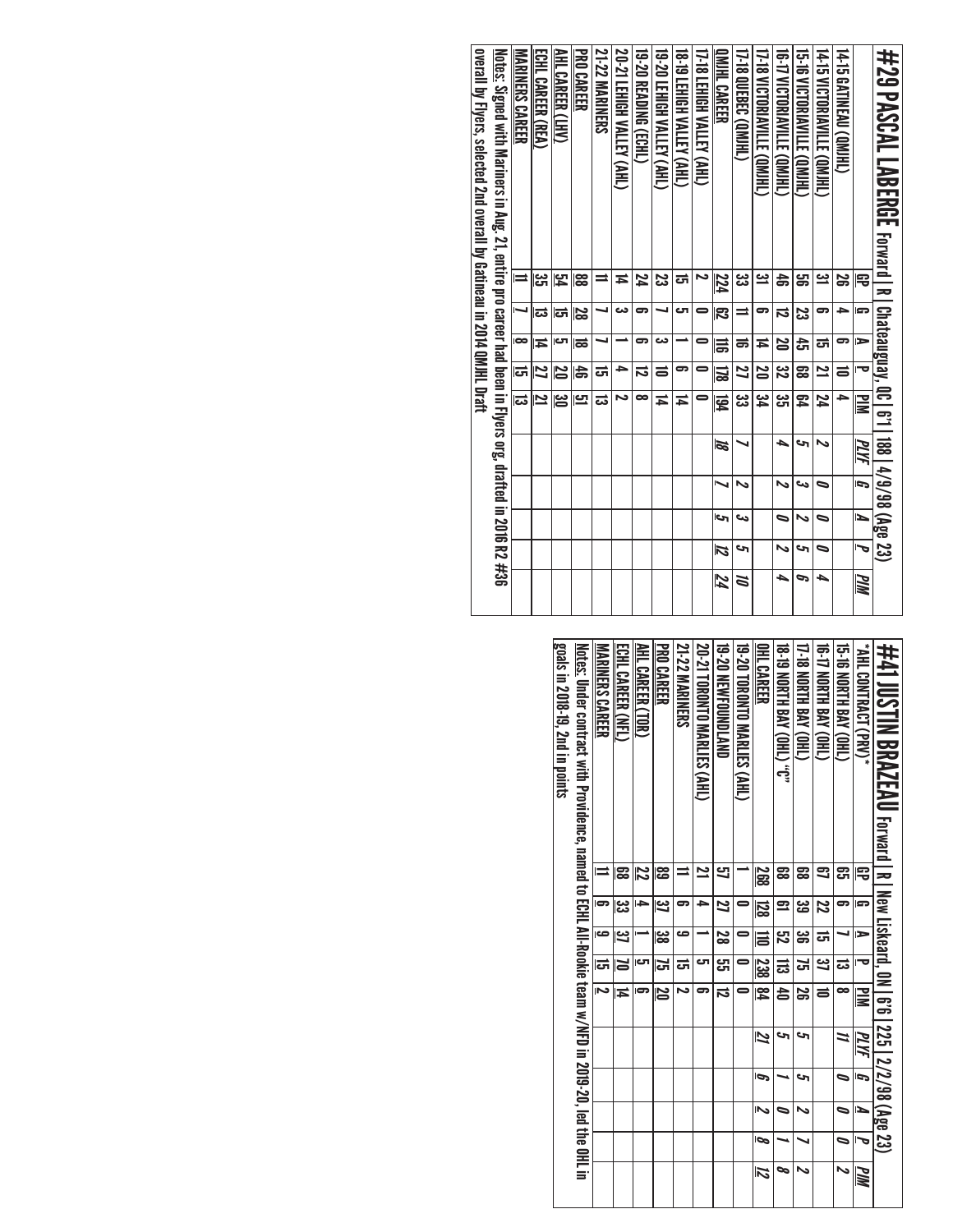# #29 PASCAL LABERGE Forward | R | Chateauguay, QC | 6'1 | 188 | 4/9/98 (Age 23)

| | GP | G | A | P | PIM | PLYF | G | A | P | PIM |
|---|---|---|---|---|---|---|---|---|---|---|
| 14-15 GATINEAU (QMJHL) | 26 | 4 | 6 | 10 | 4 | | | | | |
| 14-15 VICTORIAVILLE (QMJHL) | 31 | 6 | 15 | 21 | 24 | 2 | 0 | 0 | 0 | 4 |
| 15-16 VICTORIAVILLE (QMJHL) | 56 | 23 | 45 | 68 | 64 | 5 | 3 | 2 | 5 | 6 |
| 16-17 VICTORIAVILLE (QMJHL) | 46 | 12 | 20 | 32 | 35 | 4 | 2 | 0 | 2 | 4 |
| 17-18 VICTORIAVILLE (QMJHL) | 31 | 6 | 14 | 20 | 34 | | | | | |
| 17-18 QUEBEC (QMJHL) | 33 | 11 | 16 | 27 | 33 | 7 | 2 | 3 | 5 | 10 |
| QMJHL CAREER | 224 | 62 | 116 | 178 | 194 | 18 | 7 | 5 | 12 | 24 |
| 17-18 LEHIGH VALLEY (AHL) | 2 | 0 | 0 | 0 | 0 | | | | | |
| 18-19 LEHIGH VALLEY (AHL) | 15 | 5 | 1 | 6 | 14 | | | | | |
| 19-20 LEHIGH VALLEY (AHL) | 23 | 7 | 3 | 10 | 14 | | | | | |
| 19-20 READING (ECHL) | 24 | 6 | 6 | 12 | 8 | | | | | |
| 20-21 LEHIGH VALLEY (AHL) | 14 | 3 | 1 | 4 | 2 | | | | | |
| 21-22 MARINERS | 11 | 7 | 7 | 15 | 13 | | | | | |
| PRO CAREER | 88 | 28 | 18 | 46 | 51 | | | | | |
| AHL CAREER (LHV) | 54 | 15 | 5 | 20 | 30 | | | | | |
| ECHL CAREER (REA) | 35 | 13 | 14 | 27 | 21 | | | | | |
| MARINERS CAREER | 11 | 7 | 8 | 15 | 13 | | | | | |

Notes: Signed with Mariners in Aug. 21, entire pro career had been in Flyers org, drafted in 2016 R2 #36 overall by Flyers, selected 2nd overall by Gatineau in 2014 QMJHL Draft

# #41 JUSTIN BRAZEAU Forward | R | New Liskeard, ON | 6'6 | 225 | 2/2/98 (Age 23)

| *AHL CONTRACT (PRV)* | GP | G | A | P | PIM | PLYF | G | A | P | PIM |
|---|---|---|---|---|---|---|---|---|---|---|
| 15-16 NORTH BAY (OHL) | 65 | 6 | 7 | 13 | 8 | 11 | 0 | 0 | 0 | 2 |
| 16-17 NORTH BAY (OHL) | 67 | 22 | 15 | 37 | 10 | | | | | |
| 17-18 NORTH BAY (OHL) | 68 | 39 | 36 | 75 | 26 | 5 | 5 | 2 | 7 | 2 |
| 18-19 NORTH BAY (OHL) "C" | 68 | 61 | 52 | 113 | 40 | 5 | 1 | 0 | 1 | 8 |
| OHL CAREER | 268 | 128 | 110 | 238 | 84 | 21 | 6 | 2 | 8 | 12 |
| 19-20 TORONTO MARLIES (AHL) | 1 | 0 | 0 | 0 | 0 | | | | | |
| 19-20 NEWFOUNDLAND | 57 | 27 | 28 | 55 | 12 | | | | | |
| 20-21 TORONTO MARLIES (AHL) | 21 | 4 | 1 | 5 | 6 | | | | | |
| 21-22 MARINERS | 11 | 6 | 9 | 15 | 2 | | | | | |
| PRO CAREER | 89 | 37 | 38 | 75 | 20 | | | | | |
| AHL CAREER (TOR) | 22 | 4 | 1 | 5 | 6 | | | | | |
| ECHL CAREER (NFL) | 68 | 33 | 37 | 70 | 14 | | | | | |
| MARINERS CAREER | 11 | 6 | 9 | 15 | 2 | | | | | |

Notes: Under contract with Providence, named to ECHL All-Rookie team w/NFD in 2019-20, led the OHL in goals in 2018-19, 2nd in points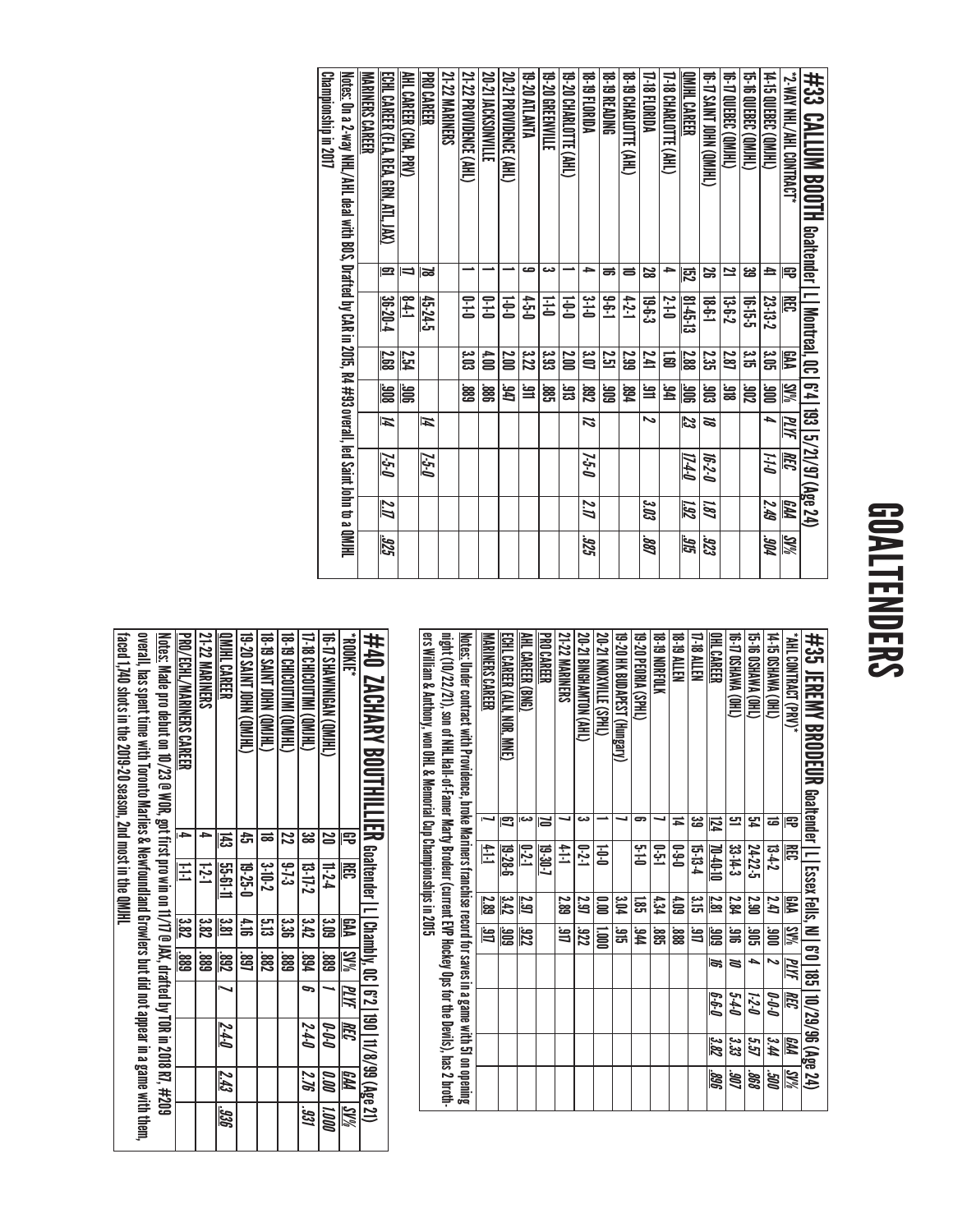# GOALTENDERS

## #33 CALLUM BOOTH Goaltender | L | Montreal, QC | 6'4 | 193 | 5/21/97 (Age 24)

| *2-WAY NHL/AHL CONTRACT* | GP | REC | GAA | SV% | PLYF | REC | GAA | SV% |
|---|---|---|---|---|---|---|---|---|
| 14-15 QUEBEC (QMJHL) | 41 | 23-13-2 | 3.05 | .900 | 4 | 1-1-0 | 2.49 | .904 |
| 15-16 QUEBEC (QMJHL) | 39 | 16-15-5 | 3.15 | .902 | | | | |
| 16-17 QUEBEC (QMJHL) | 21 | 13-6-2 | 2.87 | .918 | | | | |
| 16-17 SAINT JOHN (QMJHL) | 26 | 18-6-1 | 2.35 | .903 | 18 | 16-2-0 | 1.87 | .923 |
| QMJHL CAREER | 152 | 81-45-13 | 2.88 | .906 | 23 | 17-4-0 | 1.92 | .915 |
| 17-18 CHARLOTTE (AHL) | 4 | 2-1-0 | 1.60 | .941 | | | | |
| 17-18 FLORIDA | 28 | 19-6-3 | 2.41 | .911 | 2 | | 3.03 | .887 |
| 18-19 CHARLOTTE (AHL) | 10 | 4-2-1 | 2.99 | .894 | | | | |
| 18-19 READING | 16 | 9-6-1 | 2.51 | .909 | | | | |
| 18-19 FLORIDA | 4 | 3-1-0 | 3.07 | .892 | 12 | 7-5-0 | 2.17 | .925 |
| 19-20 CHARLOTTE (AHL) | 1 | 1-0-0 | 2.00 | .913 | | | | |
| 19-20 GREENVILLE | 3 | 1-1-0 | 3.93 | .885 | | | | |
| 19-20 ATLANTA | 9 | 4-5-0 | 3.22 | .911 | | | | |
| 20-21 PROVIDENCE (AHL) | 1 | 1-0-0 | 2.00 | .947 | | | | |
| 20-21 JACKSONVILLE | 1 | 0-1-0 | 4.00 | .886 | | | | |
| 21-22 PROVIDENCE (AHL) | 1 | 0-1-0 | 3.03 | .889 | | | | |
| 21-22 MARINERS | | | | | | | | |
| PRO CAREER | 78 | 45-24-5 | | | 14 | 7-5-0 | | |
| AHL CAREER (CHA, PRV) | 17 | 8-4-1 | 2.54 | .906 | | | | |
| ECHL CAREER (FLA, REA, GRN, ATL, JAX) | 61 | 36-20-4 | 2.68 | .908 | 14 | 7-5-0 | 2.17 | .925 |
| MARINERS CAREER | | | | | | | | |

Notes: On a 2-way NHL/AHL deal with BOS, Drafted by CAR in 2015, R4 #93 overall, led Saint John to a QMJHL Championship in 2017

## #35 JEREMY BRODEUR Goaltender | L | Essex Fells, NJ | 6'0 | 185 | 10/29/96 (Age 24)

| *AHL CONTRACT (PRV)* | GP | REC | GAA | SV% | PLYF | REC | GAA | SV% |
|---|---|---|---|---|---|---|---|---|
| 14-15 OSHAWA (OHL) | 19 | 13-4-2 | 2.47 | .900 | 2 | 0-0-0 | 3.44 | .500 |
| 15-16 OSHAWA (OHL) | 54 | 24-22-5 | 2.90 | .905 | 4 | 1-2-0 | 5.57 | .868 |
| 16-17 OSHAWA (OHL) | 51 | 33-14-3 | 2.84 | .916 | 10 | 5-4-0 | 3.33 | .907 |
| OHL CAREER | 124 | 70-40-10 | 2.81 | .909 | 16 | 6-6-0 | 3.82 | .896 |
| 17-18 ALLEN | 39 | 15-13-4 | 3.15 | .917 | | | | |
| 18-19 ALLEN | 14 | 0-9-0 | 4.09 | .888 | | | | |
| 18-19 NORFOLK | 7 | 0-5-1 | 4.34 | .885 | | | | |
| 19-20 PEORIA (SPHL) | 6 | 5-1-0 | 1.85 | .944 | | | | |
| 19-20 HK BUDAPEST (Hungary) | 7 | | 3.04 | .915 | | | | |
| 20-21 KNOXVILLE (SPHL) | 1 | 1-0-0 | 0.00 | 1.000 | | | | |
| 20-21 BINGHAMTON (AHL) | 3 | 0-2-1 | 2.97 | .922 | | | | |
| 21-22 MARINERS | 7 | 4-1-1 | 2.89 | .917 | | | | |
| PRO CAREER | 70 | 19-30-7 | | | | | | |
| AHL CAREER (BNG) | 3 | 0-2-1 | 2.97 | .922 | | | | |
| ECHL CAREER (ALN, NOR, MNE) | 67 | 19-28-6 | 3.42 | .909 | | | | |
| MARINERS CAREER | 7 | 4-1-1 | 2.89 | .917 | | | | |

Notes: Under contract with Providence, broke Mariners franchise record for saves in a game with 51 on opening night (10/22/21), son of NHL Hall-of-Famer Marty Brodeur (current EVP Hockey Ops for the Devils), has 2 brothers William & Anthony, won OHL & Memorial Cup Championships in 2015

## #40 ZACHARY BOUTHILLIER Goaltender | L | Chambly, QC | 6'2 | 190 | 11/8/99 (Age 21)

| *ROOKIE* | GP | REC | GAA | SV% | PLYF | REC | GAA | SV% |
|---|---|---|---|---|---|---|---|---|
| 16-17 SHAWINIGAN (QMJHL) | 20 | 11-2-4 | 3.09 | .889 | 1 | 0-0-0 | 0.00 | 1.000 |
| 17-18 CHICOUTIMI (QMJHL) | 38 | 13-17-2 | 3.42 | .894 | 6 | 2-4-0 | 2.76 | .931 |
| 18-19 CHICOUTIMI (QMJHL) | 22 | 9-7-3 | 3.36 | .889 | | | | |
| 18-19 SAINT JOHN (QMJHL) | 18 | 3-10-2 | 5.13 | .882 | | | | |
| 19-20 SAINT JOHN (QMJHL) | 45 | 19-25-0 | 4.16 | .897 | | | | |
| QMJHL CAREER | 143 | 55-61-11 | 3.81 | .892 | 7 | 2-4-0 | 2.43 | .936 |
| 21-22 MARINERS | 4 | 1-2-1 | 3.82 | .889 | | | | |
| PRO/ECHL/MARINERS CAREER | 4 | 1-1-1 | 3.82 | .889 | | | | |

Notes: Made pro debut on 10/23 @ WOR, got first pro win on 11/17 @ JAX, drafted by TOR in 2018 R7, #209 overall, has spent time with Toronto Marlies & Newfoundland Growlers but did not appear in a game with them, faced 1,740 shots in the 2019-20 season, 2nd most in the QMJHL